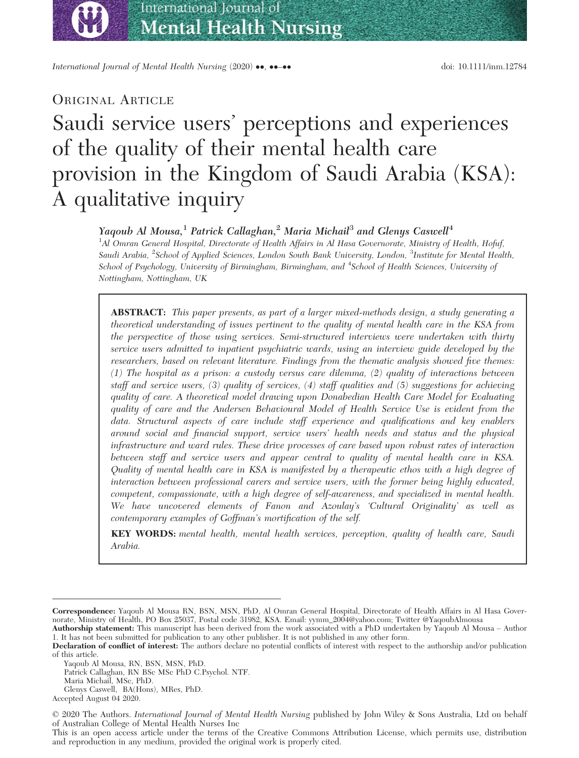ORIGINAL ARTICLE

# Saudi service users' perceptions and experiences of the quality of their mental health care provision in the Kingdom of Saudi Arabia (KSA): A qualitative inquiry

*Yaqoub Al Mousa,*[1] *Patrick Callaghan,*[2] *Maria Michail*[3] *and Glenys Caswell*[4]

[1]*Al Omran General Hospital, Directorate of Health Affairs in Al Hasa Governorate, Ministry of Health, Hofuf, Saudi Arabia,* [2]*School of Applied Sciences, London South Bank University, London,* [3]*Institute for Mental Health, School of Psychology, University of Birmingham, Birmingham, and* [4]*School of Health Sciences, University of Nottingham, Nottingham, UK*

**ABSTRACT:** *This paper presents, as part of a larger mixed-methods design, a study generating a theoretical understanding of issues pertinent to the quality of mental health care in the KSA from the perspective of those using services. Semi-structured interviews were undertaken with thirty service users admitted to inpatient psychiatric wards, using an interview guide developed by the researchers, based on relevant literature. Findings from the thematic analysis showed five themes: (1) The hospital as a prison: a custody versus care dilemma, (2) quality of interactions between staff and service users, (3) quality of services, (4) staff qualities and (5) suggestions for achieving quality of care. A theoretical model drawing upon Donabedian Health Care Model for Evaluating quality of care and the Andersen Behavioural Model of Health Service Use is evident from the data. Structural aspects of care include staff experience and qualifications and key enablers around social and financial support, service users' health needs and status and the physical infrastructure and ward rules. These drive processes of care based upon robust rates of interaction between staff and service users and appear central to quality of mental health care in KSA. Quality of mental health care in KSA is manifested by a therapeutic ethos with a high degree of interaction between professional carers and service users, with the former being highly educated, competent, compassionate, with a high degree of self-awareness, and specialized in mental health. We have uncovered elements of Fanon and Azoulay's 'Cultural Originality' as well as contemporary examples of Goffman's mortification of the self.*

**KEY WORDS:** *mental health, mental health services, perception, quality of health care, Saudi Arabia.*

---

**Correspondence:** Yaqoub Al Mousa RN, BSN, MSN, PhD, Al Omran General Hospital, Directorate of Health Affairs in Al Hasa Governorate, Ministry of Health, PO Box 25037, Postal code 31982, KSA. Email: yymm_2004@yahoo.com; Twitter @YaqoubAlmousa

**Authorship statement:** This manuscript has been derived from the work associated with a PhD undertaken by Yaqoub Al Mousa – Author 1. It has not been submitted for publication to any other publisher. It is not published in any other form.

**Declaration of conflict of interest:** The authors declare no potential conflicts of interest with respect to the authorship and/or publication of this article.

Yaqoub Al Mousa, RN, BSN, MSN, PhD.
Patrick Callaghan, RN BSc MSc PhD C.Psychol. NTF.
Maria Michail, MSc, PhD.
Glenys Caswell, BA(Hons), MRes, PhD.
Accepted August 04 2020.

© 2020 The Authors. *International Journal of Mental Health Nursing* published by John Wiley & Sons Australia, Ltd on behalf of Australian College of Mental Health Nurses Inc
This is an open access article under the terms of the Creative Commons Attribution License, which permits use, distribution and reproduction in any medium, provided the original work is properly cited.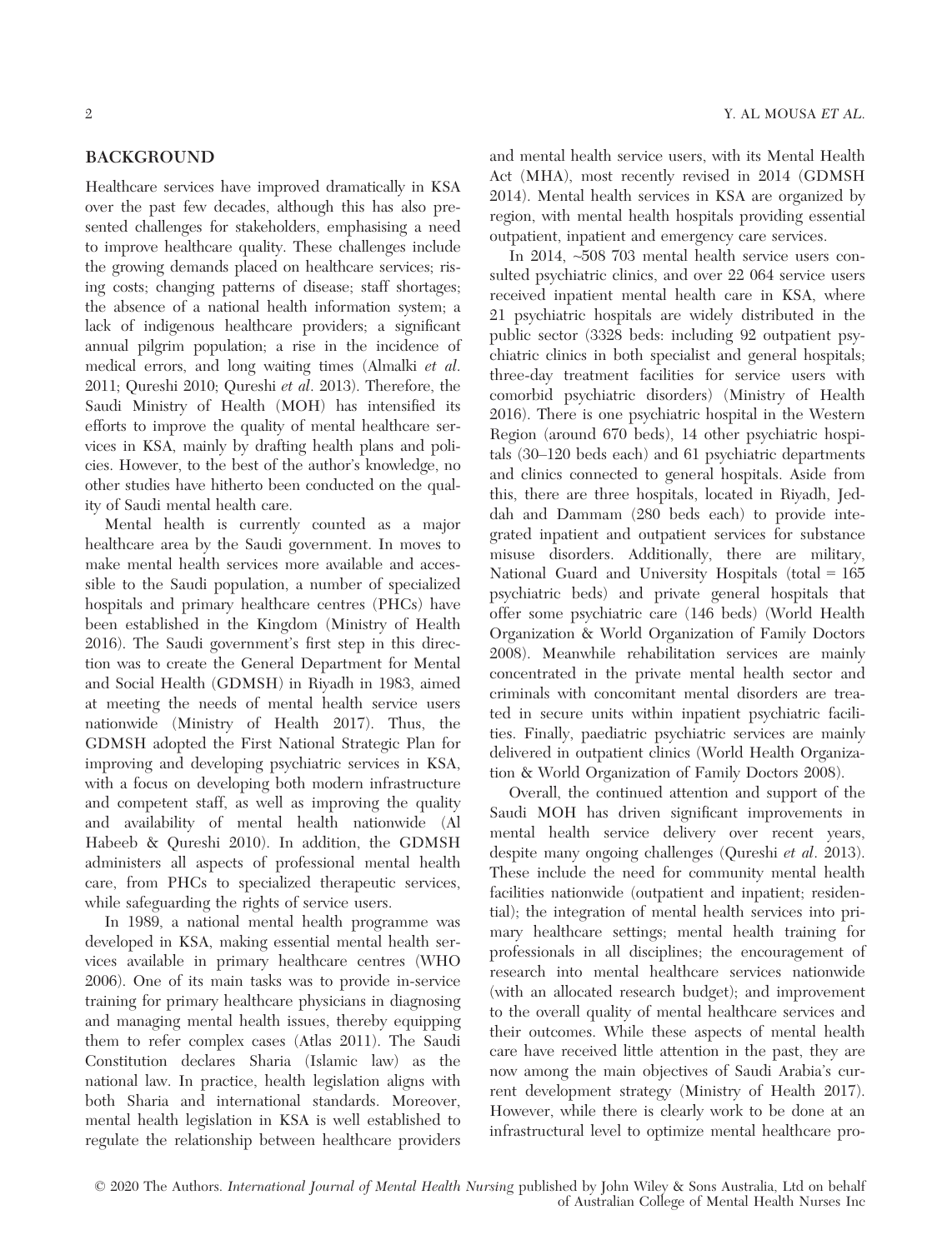## BACKGROUND

Healthcare services have improved dramatically in KSA over the past few decades, although this has also presented challenges for stakeholders, emphasising a need to improve healthcare quality. These challenges include the growing demands placed on healthcare services; rising costs; changing patterns of disease; staff shortages; the absence of a national health information system; a lack of indigenous healthcare providers; a significant annual pilgrim population; a rise in the incidence of medical errors, and long waiting times (Almalki *et al.* 2011; Qureshi 2010; Qureshi *et al.* 2013). Therefore, the Saudi Ministry of Health (MOH) has intensified its efforts to improve the quality of mental healthcare services in KSA, mainly by drafting health plans and policies. However, to the best of the author's knowledge, no other studies have hitherto been conducted on the quality of Saudi mental health care.

Mental health is currently counted as a major healthcare area by the Saudi government. In moves to make mental health services more available and accessible to the Saudi population, a number of specialized hospitals and primary healthcare centres (PHCs) have been established in the Kingdom (Ministry of Health 2016). The Saudi government's first step in this direction was to create the General Department for Mental and Social Health (GDMSH) in Riyadh in 1983, aimed at meeting the needs of mental health service users nationwide (Ministry of Health 2017). Thus, the GDMSH adopted the First National Strategic Plan for improving and developing psychiatric services in KSA, with a focus on developing both modern infrastructure and competent staff, as well as improving the quality and availability of mental health nationwide (Al Habeeb & Qureshi 2010). In addition, the GDMSH administers all aspects of professional mental health care, from PHCs to specialized therapeutic services, while safeguarding the rights of service users.

In 1989, a national mental health programme was developed in KSA, making essential mental health services available in primary healthcare centres (WHO 2006). One of its main tasks was to provide in-service training for primary healthcare physicians in diagnosing and managing mental health issues, thereby equipping them to refer complex cases (Atlas 2011). The Saudi Constitution declares Sharia (Islamic law) as the national law. In practice, health legislation aligns with both Sharia and international standards. Moreover, mental health legislation in KSA is well established to regulate the relationship between healthcare providers and mental health service users, with its Mental Health Act (MHA), most recently revised in 2014 (GDMSH 2014). Mental health services in KSA are organized by region, with mental health hospitals providing essential outpatient, inpatient and emergency care services.

In 2014, ~508 703 mental health service users consulted psychiatric clinics, and over 22 064 service users received inpatient mental health care in KSA, where 21 psychiatric hospitals are widely distributed in the public sector (3328 beds: including 92 outpatient psychiatric clinics in both specialist and general hospitals; three-day treatment facilities for service users with comorbid psychiatric disorders) (Ministry of Health 2016). There is one psychiatric hospital in the Western Region (around 670 beds), 14 other psychiatric hospitals (30–120 beds each) and 61 psychiatric departments and clinics connected to general hospitals. Aside from this, there are three hospitals, located in Riyadh, Jeddah and Dammam (280 beds each) to provide integrated inpatient and outpatient services for substance misuse disorders. Additionally, there are military, National Guard and University Hospitals (total = 165 psychiatric beds) and private general hospitals that offer some psychiatric care (146 beds) (World Health Organization & World Organization of Family Doctors 2008). Meanwhile rehabilitation services are mainly concentrated in the private mental health sector and criminals with concomitant mental disorders are treated in secure units within inpatient psychiatric facilities. Finally, paediatric psychiatric services are mainly delivered in outpatient clinics (World Health Organization & World Organization of Family Doctors 2008).

Overall, the continued attention and support of the Saudi MOH has driven significant improvements in mental health service delivery over recent years, despite many ongoing challenges (Qureshi *et al.* 2013). These include the need for community mental health facilities nationwide (outpatient and inpatient; residential); the integration of mental health services into primary healthcare settings; mental health training for professionals in all disciplines; the encouragement of research into mental healthcare services nationwide (with an allocated research budget); and improvement to the overall quality of mental healthcare services and their outcomes. While these aspects of mental health care have received little attention in the past, they are now among the main objectives of Saudi Arabia's current development strategy (Ministry of Health 2017). However, while there is clearly work to be done at an infrastructural level to optimize mental healthcare pro-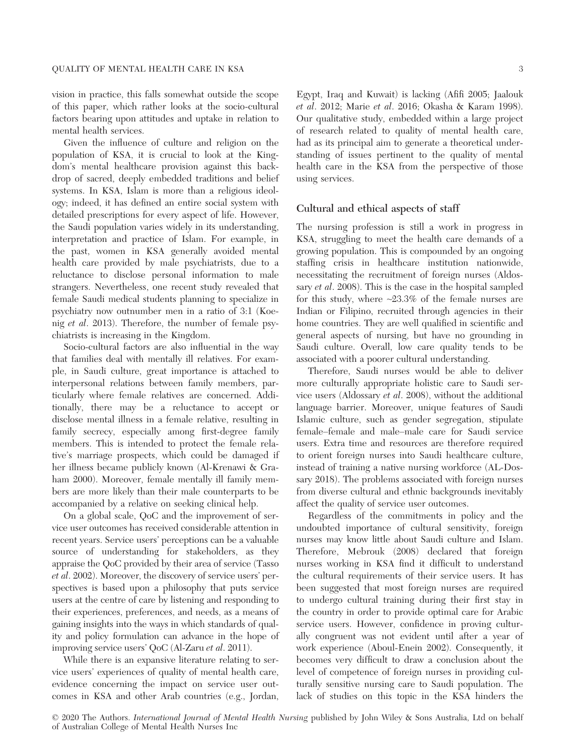vision in practice, this falls somewhat outside the scope of this paper, which rather looks at the socio-cultural factors bearing upon attitudes and uptake in relation to mental health services.

Given the influence of culture and religion on the population of KSA, it is crucial to look at the Kingdom's mental healthcare provision against this backdrop of sacred, deeply embedded traditions and belief systems. In KSA, Islam is more than a religious ideology; indeed, it has defined an entire social system with detailed prescriptions for every aspect of life. However, the Saudi population varies widely in its understanding, interpretation and practice of Islam. For example, in the past, women in KSA generally avoided mental health care provided by male psychiatrists, due to a reluctance to disclose personal information to male strangers. Nevertheless, one recent study revealed that female Saudi medical students planning to specialize in psychiatry now outnumber men in a ratio of 3:1 (Koenig *et al*. 2013). Therefore, the number of female psychiatrists is increasing in the Kingdom.

Socio-cultural factors are also influential in the way that families deal with mentally ill relatives. For example, in Saudi culture, great importance is attached to interpersonal relations between family members, particularly where female relatives are concerned. Additionally, there may be a reluctance to accept or disclose mental illness in a female relative, resulting in family secrecy, especially among first-degree family members. This is intended to protect the female relative's marriage prospects, which could be damaged if her illness became publicly known (Al-Krenawi & Graham 2000). Moreover, female mentally ill family members are more likely than their male counterparts to be accompanied by a relative on seeking clinical help.

On a global scale, QoC and the improvement of service user outcomes has received considerable attention in recent years. Service users' perceptions can be a valuable source of understanding for stakeholders, as they appraise the QoC provided by their area of service (Tasso *et al*. 2002). Moreover, the discovery of service users' perspectives is based upon a philosophy that puts service users at the centre of care by listening and responding to their experiences, preferences, and needs, as a means of gaining insights into the ways in which standards of quality and policy formulation can advance in the hope of improving service users' QoC (Al-Zaru *et al*. 2011).

While there is an expansive literature relating to service users' experiences of quality of mental health care, evidence concerning the impact on service user outcomes in KSA and other Arab countries (e.g., Jordan, Egypt, Iraq and Kuwait) is lacking (Afifi 2005; Jaalouk *et al*. 2012; Marie *et al*. 2016; Okasha & Karam 1998). Our qualitative study, embedded within a large project of research related to quality of mental health care, had as its principal aim to generate a theoretical understanding of issues pertinent to the quality of mental health care in the KSA from the perspective of those using services.

### Cultural and ethical aspects of staff

The nursing profession is still a work in progress in KSA, struggling to meet the health care demands of a growing population. This is compounded by an ongoing staffing crisis in healthcare institution nationwide, necessitating the recruitment of foreign nurses (Aldossary *et al*. 2008). This is the case in the hospital sampled for this study, where ~23.3% of the female nurses are Indian or Filipino, recruited through agencies in their home countries. They are well qualified in scientific and general aspects of nursing, but have no grounding in Saudi culture. Overall, low care quality tends to be associated with a poorer cultural understanding.

Therefore, Saudi nurses would be able to deliver more culturally appropriate holistic care to Saudi service users (Aldossary *et al*. 2008), without the additional language barrier. Moreover, unique features of Saudi Islamic culture, such as gender segregation, stipulate female–female and male–male care for Saudi service users. Extra time and resources are therefore required to orient foreign nurses into Saudi healthcare culture, instead of training a native nursing workforce (AL-Dossary 2018). The problems associated with foreign nurses from diverse cultural and ethnic backgrounds inevitably affect the quality of service user outcomes.

Regardless of the commitments in policy and the undoubted importance of cultural sensitivity, foreign nurses may know little about Saudi culture and Islam. Therefore, Mebrouk (2008) declared that foreign nurses working in KSA find it difficult to understand the cultural requirements of their service users. It has been suggested that most foreign nurses are required to undergo cultural training during their first stay in the country in order to provide optimal care for Arabic service users. However, confidence in proving culturally congruent was not evident until after a year of work experience (Aboul-Enein 2002). Consequently, it becomes very difficult to draw a conclusion about the level of competence of foreign nurses in providing culturally sensitive nursing care to Saudi population. The lack of studies on this topic in the KSA hinders the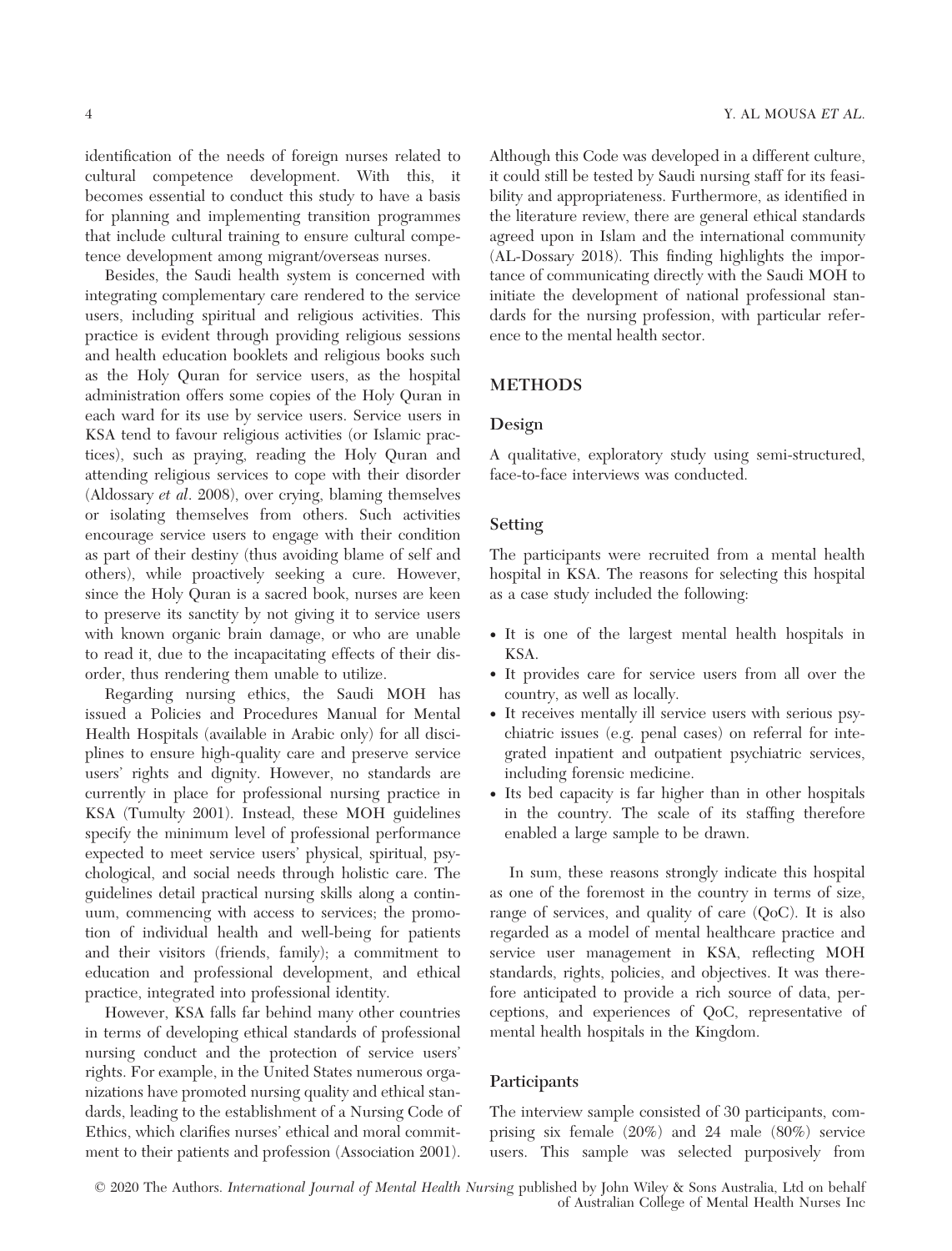identification of the needs of foreign nurses related to cultural competence development. With this, it becomes essential to conduct this study to have a basis for planning and implementing transition programmes that include cultural training to ensure cultural competence development among migrant/overseas nurses.

Besides, the Saudi health system is concerned with integrating complementary care rendered to the service users, including spiritual and religious activities. This practice is evident through providing religious sessions and health education booklets and religious books such as the Holy Quran for service users, as the hospital administration offers some copies of the Holy Quran in each ward for its use by service users. Service users in KSA tend to favour religious activities (or Islamic practices), such as praying, reading the Holy Quran and attending religious services to cope with their disorder (Aldossary *et al*. 2008), over crying, blaming themselves or isolating themselves from others. Such activities encourage service users to engage with their condition as part of their destiny (thus avoiding blame of self and others), while proactively seeking a cure. However, since the Holy Quran is a sacred book, nurses are keen to preserve its sanctity by not giving it to service users with known organic brain damage, or who are unable to read it, due to the incapacitating effects of their disorder, thus rendering them unable to utilize.

Regarding nursing ethics, the Saudi MOH has issued a Policies and Procedures Manual for Mental Health Hospitals (available in Arabic only) for all disciplines to ensure high-quality care and preserve service users' rights and dignity. However, no standards are currently in place for professional nursing practice in KSA (Tumulty 2001). Instead, these MOH guidelines specify the minimum level of professional performance expected to meet service users' physical, spiritual, psychological, and social needs through holistic care. The guidelines detail practical nursing skills along a continuum, commencing with access to services; the promotion of individual health and well-being for patients and their visitors (friends, family); a commitment to education and professional development, and ethical practice, integrated into professional identity.

However, KSA falls far behind many other countries in terms of developing ethical standards of professional nursing conduct and the protection of service users' rights. For example, in the United States numerous organizations have promoted nursing quality and ethical standards, leading to the establishment of a Nursing Code of Ethics, which clarifies nurses' ethical and moral commitment to their patients and profession (Association 2001). Although this Code was developed in a different culture, it could still be tested by Saudi nursing staff for its feasibility and appropriateness. Furthermore, as identified in the literature review, there are general ethical standards agreed upon in Islam and the international community (AL-Dossary 2018). This finding highlights the importance of communicating directly with the Saudi MOH to initiate the development of national professional standards for the nursing profession, with particular reference to the mental health sector.

## METHODS

### Design

A qualitative, exploratory study using semi-structured, face-to-face interviews was conducted.

### Setting

The participants were recruited from a mental health hospital in KSA. The reasons for selecting this hospital as a case study included the following:

- It is one of the largest mental health hospitals in KSA.
- It provides care for service users from all over the country, as well as locally.
- It receives mentally ill service users with serious psychiatric issues (e.g. penal cases) on referral for integrated inpatient and outpatient psychiatric services, including forensic medicine.
- Its bed capacity is far higher than in other hospitals in the country. The scale of its staffing therefore enabled a large sample to be drawn.

In sum, these reasons strongly indicate this hospital as one of the foremost in the country in terms of size, range of services, and quality of care (QoC). It is also regarded as a model of mental healthcare practice and service user management in KSA, reflecting MOH standards, rights, policies, and objectives. It was therefore anticipated to provide a rich source of data, perceptions, and experiences of QoC, representative of mental health hospitals in the Kingdom.

### Participants

The interview sample consisted of 30 participants, comprising six female (20%) and 24 male (80%) service users. This sample was selected purposively from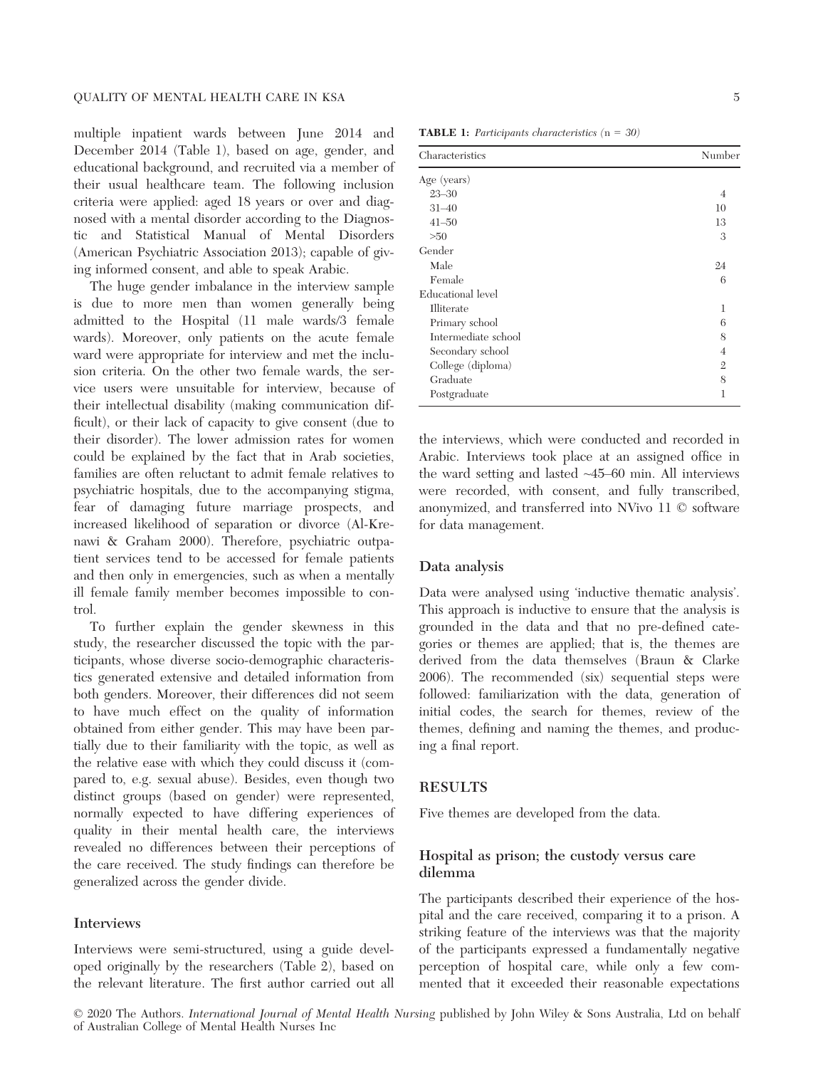multiple inpatient wards between June 2014 and December 2014 (Table 1), based on age, gender, and educational background, and recruited via a member of their usual healthcare team. The following inclusion criteria were applied: aged 18 years or over and diagnosed with a mental disorder according to the Diagnostic and Statistical Manual of Mental Disorders (American Psychiatric Association 2013); capable of giving informed consent, and able to speak Arabic.

The huge gender imbalance in the interview sample is due to more men than women generally being admitted to the Hospital (11 male wards/3 female wards). Moreover, only patients on the acute female ward were appropriate for interview and met the inclusion criteria. On the other two female wards, the service users were unsuitable for interview, because of their intellectual disability (making communication difficult), or their lack of capacity to give consent (due to their disorder). The lower admission rates for women could be explained by the fact that in Arab societies, families are often reluctant to admit female relatives to psychiatric hospitals, due to the accompanying stigma, fear of damaging future marriage prospects, and increased likelihood of separation or divorce (Al-Krenawi & Graham 2000). Therefore, psychiatric outpatient services tend to be accessed for female patients and then only in emergencies, such as when a mentally ill female family member becomes impossible to control.

To further explain the gender skewness in this study, the researcher discussed the topic with the participants, whose diverse socio-demographic characteristics generated extensive and detailed information from both genders. Moreover, their differences did not seem to have much effect on the quality of information obtained from either gender. This may have been partially due to their familiarity with the topic, as well as the relative ease with which they could discuss it (compared to, e.g. sexual abuse). Besides, even though two distinct groups (based on gender) were represented, normally expected to have differing experiences of quality in their mental health care, the interviews revealed no differences between their perceptions of the care received. The study findings can therefore be generalized across the gender divide.

**TABLE 1:** *Participants characteristics (n = 30)*

| Characteristics | Number |
|---|---|
| Age (years) | |
| 23–30 | 4 |
| 31–40 | 10 |
| 41–50 | 13 |
| >50 | 3 |
| Gender | |
| Male | 24 |
| Female | 6 |
| Educational level | |
| Illiterate | 1 |
| Primary school | 6 |
| Intermediate school | 8 |
| Secondary school | 4 |
| College (diploma) | 2 |
| Graduate | 8 |
| Postgraduate | 1 |

### Interviews

Interviews were semi-structured, using a guide developed originally by the researchers (Table 2), based on the relevant literature. The first author carried out all the interviews, which were conducted and recorded in Arabic. Interviews took place at an assigned office in the ward setting and lasted ~45–60 min. All interviews were recorded, with consent, and fully transcribed, anonymized, and transferred into NVivo 11 © software for data management.

### Data analysis

Data were analysed using 'inductive thematic analysis'. This approach is inductive to ensure that the analysis is grounded in the data and that no pre-defined categories or themes are applied; that is, the themes are derived from the data themselves (Braun & Clarke 2006). The recommended (six) sequential steps were followed: familiarization with the data, generation of initial codes, the search for themes, review of the themes, defining and naming the themes, and producing a final report.

## RESULTS

Five themes are developed from the data.

### Hospital as prison; the custody versus care dilemma

The participants described their experience of the hospital and the care received, comparing it to a prison. A striking feature of the interviews was that the majority of the participants expressed a fundamentally negative perception of hospital care, while only a few commented that it exceeded their reasonable expectations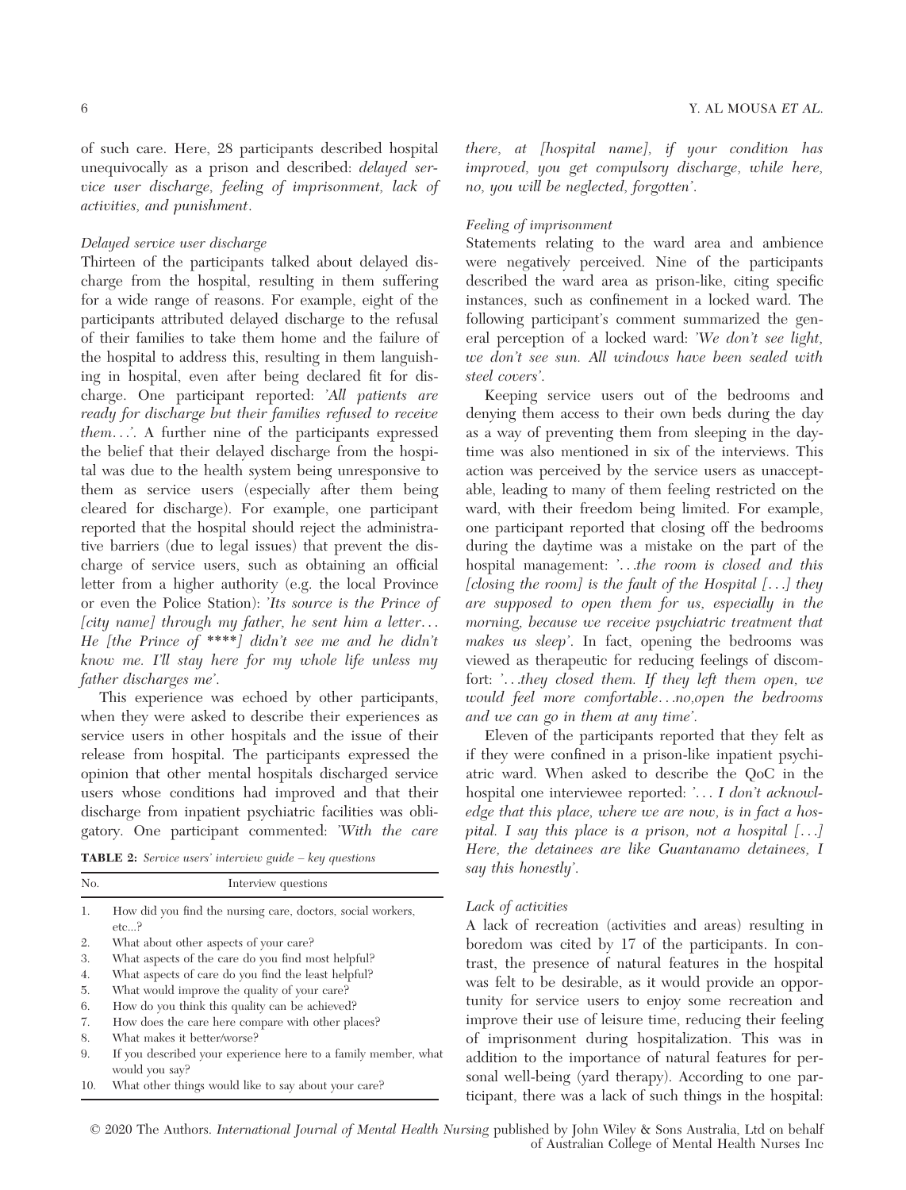of such care. Here, 28 participants described hospital unequivocally as a prison and described: *delayed service user discharge, feeling of imprisonment, lack of activities, and punishment*.

#### *Delayed service user discharge*

Thirteen of the participants talked about delayed discharge from the hospital, resulting in them suffering for a wide range of reasons. For example, eight of the participants attributed delayed discharge to the refusal of their families to take them home and the failure of the hospital to address this, resulting in them languishing in hospital, even after being declared fit for discharge. One participant reported: *'All patients are ready for discharge but their families refused to receive them…'*. A further nine of the participants expressed the belief that their delayed discharge from the hospital was due to the health system being unresponsive to them as service users (especially after them being cleared for discharge). For example, one participant reported that the hospital should reject the administrative barriers (due to legal issues) that prevent the discharge of service users, such as obtaining an official letter from a higher authority (e.g. the local Province or even the Police Station): *'Its source is the Prince of [city name] through my father, he sent him a letter… He [the Prince of ****] didn't see me and he didn't know me. I'll stay here for my whole life unless my father discharges me'*.

This experience was echoed by other participants, when they were asked to describe their experiences as service users in other hospitals and the issue of their release from hospital. The participants expressed the opinion that other mental hospitals discharged service users whose conditions had improved and that their discharge from inpatient psychiatric facilities was obligatory. One participant commented: *'With the care there, at [hospital name], if your condition has improved, you get compulsory discharge, while here, no, you will be neglected, forgotten'*.

**TABLE 2:** *Service users' interview guide – key questions*

| No. | Interview questions |
|---|---|
| 1. | How did you find the nursing care, doctors, social workers, etc...? |
| 2. | What about other aspects of your care? |
| 3. | What aspects of the care do you find most helpful? |
| 4. | What aspects of care do you find the least helpful? |
| 5. | What would improve the quality of your care? |
| 6. | How do you think this quality can be achieved? |
| 7. | How does the care here compare with other places? |
| 8. | What makes it better/worse? |
| 9. | If you described your experience here to a family member, what would you say? |
| 10. | What other things would like to say about your care? |

#### *Feeling of imprisonment*

Statements relating to the ward area and ambience were negatively perceived. Nine of the participants described the ward area as prison-like, citing specific instances, such as confinement in a locked ward. The following participant's comment summarized the general perception of a locked ward: *'We don't see light, we don't see sun. All windows have been sealed with steel covers'*.

Keeping service users out of the bedrooms and denying them access to their own beds during the day as a way of preventing them from sleeping in the daytime was also mentioned in six of the interviews. This action was perceived by the service users as unacceptable, leading to many of them feeling restricted on the ward, with their freedom being limited. For example, one participant reported that closing off the bedrooms during the daytime was a mistake on the part of the hospital management: *'…the room is closed and this [closing the room] is the fault of the Hospital […] they are supposed to open them for us, especially in the morning, because we receive psychiatric treatment that makes us sleep'*. In fact, opening the bedrooms was viewed as therapeutic for reducing feelings of discomfort: *'…they closed them. If they left them open, we would feel more comfortable…no,open the bedrooms and we can go in them at any time'*.

Eleven of the participants reported that they felt as if they were confined in a prison-like inpatient psychiatric ward. When asked to describe the QoC in the hospital one interviewee reported: *'… I don't acknowledge that this place, where we are now, is in fact a hospital. I say this place is a prison, not a hospital […] Here, the detainees are like Guantanamo detainees, I say this honestly'*.

#### *Lack of activities*

A lack of recreation (activities and areas) resulting in boredom was cited by 17 of the participants. In contrast, the presence of natural features in the hospital was felt to be desirable, as it would provide an opportunity for service users to enjoy some recreation and improve their use of leisure time, reducing their feeling of imprisonment during hospitalization. This was in addition to the importance of natural features for personal well-being (yard therapy). According to one participant, there was a lack of such things in the hospital: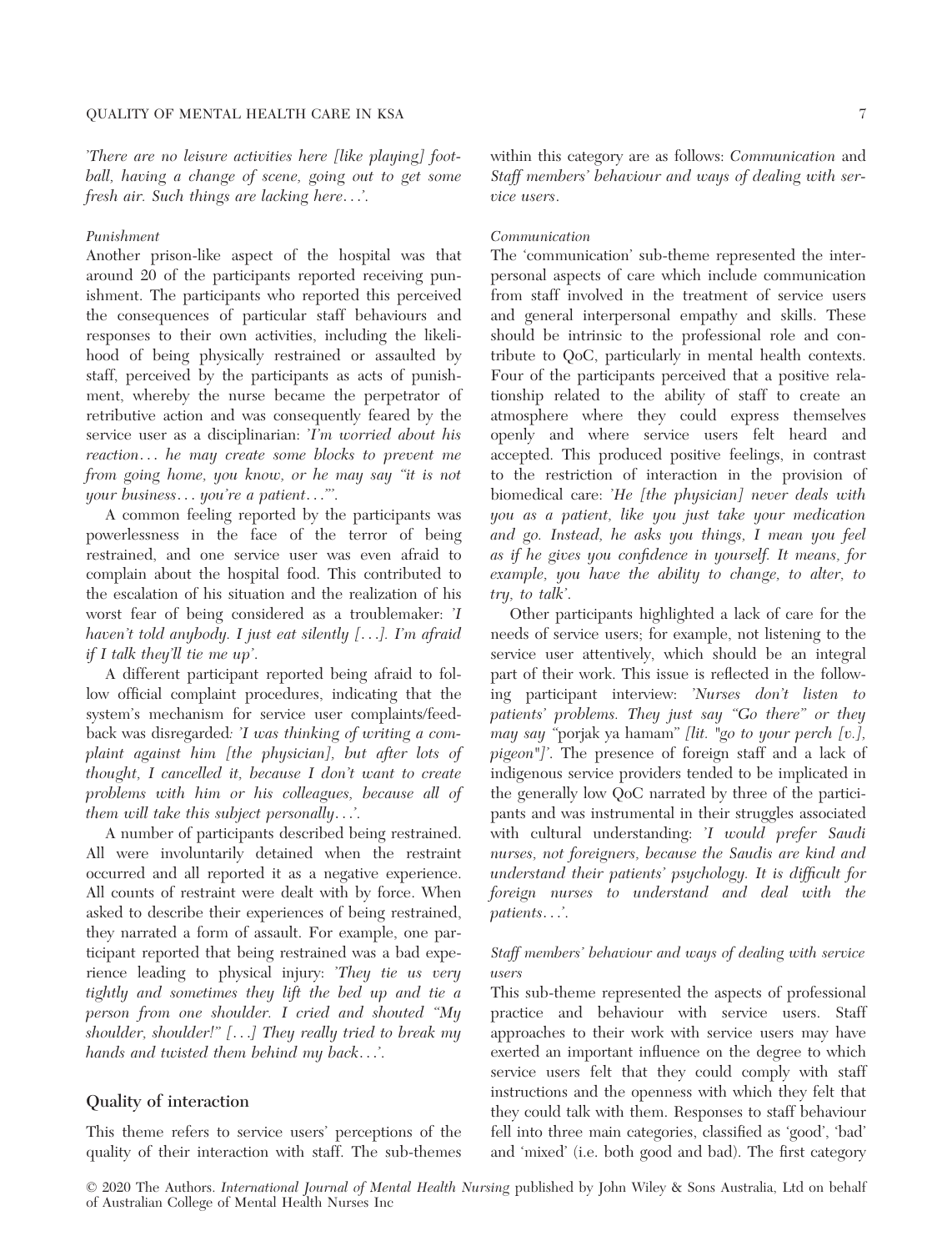*'There are no leisure activities here [like playing] football, having a change of scene, going out to get some fresh air. Such things are lacking here…'.*

#### Punishment

Another prison-like aspect of the hospital was that around 20 of the participants reported receiving punishment. The participants who reported this perceived the consequences of particular staff behaviours and responses to their own activities, including the likelihood of being physically restrained or assaulted by staff, perceived by the participants as acts of punishment, whereby the nurse became the perpetrator of retributive action and was consequently feared by the service user as a disciplinarian: *'I'm worried about his reaction… he may create some blocks to prevent me from going home, you know, or he may say "it is not your business… you're a patient…"'.*

A common feeling reported by the participants was powerlessness in the face of the terror of being restrained, and one service user was even afraid to complain about the hospital food. This contributed to the escalation of his situation and the realization of his worst fear of being considered as a troublemaker: *'I haven't told anybody. I just eat silently […]. I'm afraid if I talk they'll tie me up'.*

A different participant reported being afraid to follow official complaint procedures, indicating that the system's mechanism for service user complaints/feedback was disregarded: *'I was thinking of writing a complaint against him [the physician], but after lots of thought, I cancelled it, because I don't want to create problems with him or his colleagues, because all of them will take this subject personally…'.*

A number of participants described being restrained. All were involuntarily detained when the restraint occurred and all reported it as a negative experience. All counts of restraint were dealt with by force. When asked to describe their experiences of being restrained, they narrated a form of assault. For example, one participant reported that being restrained was a bad experience leading to physical injury: *'They tie us very tightly and sometimes they lift the bed up and tie a person from one shoulder. I cried and shouted "My shoulder, shoulder!" […] They really tried to break my hands and twisted them behind my back…'.*

### Quality of interaction

This theme refers to service users' perceptions of the quality of their interaction with staff. The sub-themes within this category are as follows: *Communication* and *Staff members' behaviour and ways of dealing with service users*.

#### Communication

The 'communication' sub-theme represented the interpersonal aspects of care which include communication from staff involved in the treatment of service users and general interpersonal empathy and skills. These should be intrinsic to the professional role and contribute to QoC, particularly in mental health contexts. Four of the participants perceived that a positive relationship related to the ability of staff to create an atmosphere where they could express themselves openly and where service users felt heard and accepted. This produced positive feelings, in contrast to the restriction of interaction in the provision of biomedical care: *'He [the physician] never deals with you as a patient, like you just take your medication and go. Instead, he asks you things, I mean you feel as if he gives you confidence in yourself. It means, for example, you have the ability to change, to alter, to try, to talk'.*

Other participants highlighted a lack of care for the needs of service users; for example, not listening to the service user attentively, which should be an integral part of their work. This issue is reflected in the following participant interview: *'Nurses don't listen to patients' problems. They just say "Go there" or they may say "*porjak ya hamam*" [lit. "go to your perch [v.], pigeon"]'.* The presence of foreign staff and a lack of indigenous service providers tended to be implicated in the generally low QoC narrated by three of the participants and was instrumental in their struggles associated with cultural understanding: *'I would prefer Saudi nurses, not foreigners, because the Saudis are kind and understand their patients' psychology. It is difficult for foreign nurses to understand and deal with the patients…'.*

#### Staff members' behaviour and ways of dealing with service users

This sub-theme represented the aspects of professional practice and behaviour with service users. Staff approaches to their work with service users may have exerted an important influence on the degree to which service users felt that they could comply with staff instructions and the openness with which they felt that they could talk with them. Responses to staff behaviour fell into three main categories, classified as 'good', 'bad' and 'mixed' (i.e. both good and bad). The first category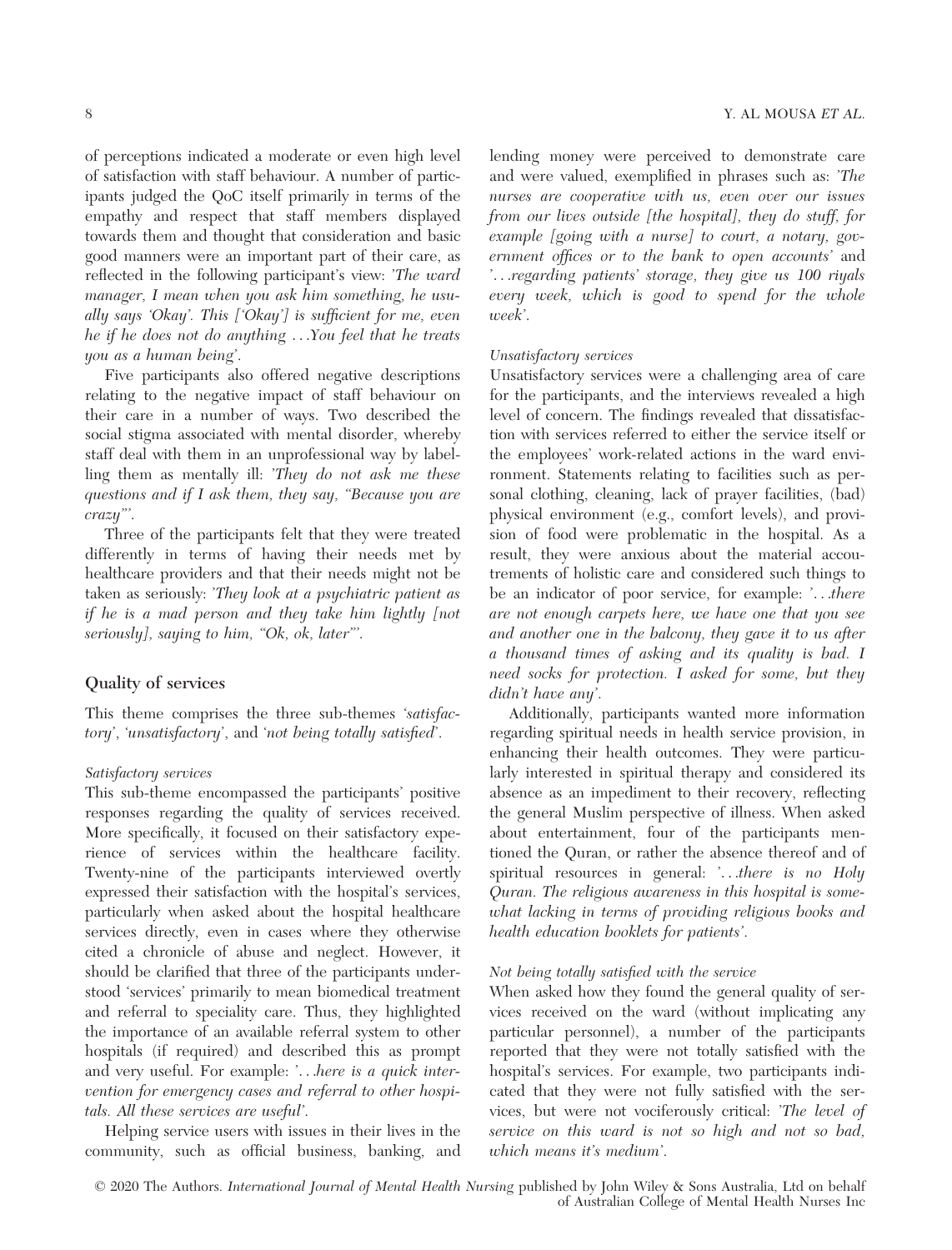of perceptions indicated a moderate or even high level of satisfaction with staff behaviour. A number of participants judged the QoC itself primarily in terms of the empathy and respect that staff members displayed towards them and thought that consideration and basic good manners were an important part of their care, as reflected in the following participant's view: *'The ward manager, I mean when you ask him something, he usually says 'Okay'. This ['Okay'] is sufficient for me, even he if he does not do anything …You feel that he treats you as a human being'*.

Five participants also offered negative descriptions relating to the negative impact of staff behaviour on their care in a number of ways. Two described the social stigma associated with mental disorder, whereby staff deal with them in an unprofessional way by labelling them as mentally ill: *'They do not ask me these questions and if I ask them, they say, "Because you are crazy"'*.

Three of the participants felt that they were treated differently in terms of having their needs met by healthcare providers and that their needs might not be taken as seriously: *'They look at a psychiatric patient as if he is a mad person and they take him lightly [not seriously], saying to him, "Ok, ok, later"'*.

## Quality of services

This theme comprises the three sub-themes *'satisfactory'*, *'unsatisfactory'*, and *'not being totally satisfied'*.

### *Satisfactory services*

This sub-theme encompassed the participants' positive responses regarding the quality of services received. More specifically, it focused on their satisfactory experience of services within the healthcare facility. Twenty-nine of the participants interviewed overtly expressed their satisfaction with the hospital's services, particularly when asked about the hospital healthcare services directly, even in cases where they otherwise cited a chronicle of abuse and neglect. However, it should be clarified that three of the participants understood 'services' primarily to mean biomedical treatment and referral to speciality care. Thus, they highlighted the importance of an available referral system to other hospitals (if required) and described this as prompt and very useful. For example: *'…here is a quick intervention for emergency cases and referral to other hospitals. All these services are useful'*.

Helping service users with issues in their lives in the community, such as official business, banking, and lending money were perceived to demonstrate care and were valued, exemplified in phrases such as: *'The nurses are cooperative with us, even over our issues from our lives outside [the hospital], they do stuff, for example [going with a nurse] to court, a notary, government offices or to the bank to open accounts'* and *'…regarding patients' storage, they give us 100 riyals every week, which is good to spend for the whole week'*.

### *Unsatisfactory services*

Unsatisfactory services were a challenging area of care for the participants, and the interviews revealed a high level of concern. The findings revealed that dissatisfaction with services referred to either the service itself or the employees' work-related actions in the ward environment. Statements relating to facilities such as personal clothing, cleaning, lack of prayer facilities, (bad) physical environment (e.g., comfort levels), and provision of food were problematic in the hospital. As a result, they were anxious about the material accoutrements of holistic care and considered such things to be an indicator of poor service, for example: *'…there are not enough carpets here, we have one that you see and another one in the balcony, they gave it to us after a thousand times of asking and its quality is bad. I need socks for protection. I asked for some, but they didn't have any'*.

Additionally, participants wanted more information regarding spiritual needs in health service provision, in enhancing their health outcomes. They were particularly interested in spiritual therapy and considered its absence as an impediment to their recovery, reflecting the general Muslim perspective of illness. When asked about entertainment, four of the participants mentioned the Quran, or rather the absence thereof and of spiritual resources in general: *'…there is no Holy Quran. The religious awareness in this hospital is somewhat lacking in terms of providing religious books and health education booklets for patients'*.

### *Not being totally satisfied with the service*

When asked how they found the general quality of services received on the ward (without implicating any particular personnel), a number of the participants reported that they were not totally satisfied with the hospital's services. For example, two participants indicated that they were not fully satisfied with the services, but were not vociferously critical: *'The level of service on this ward is not so high and not so bad, which means it's medium'*.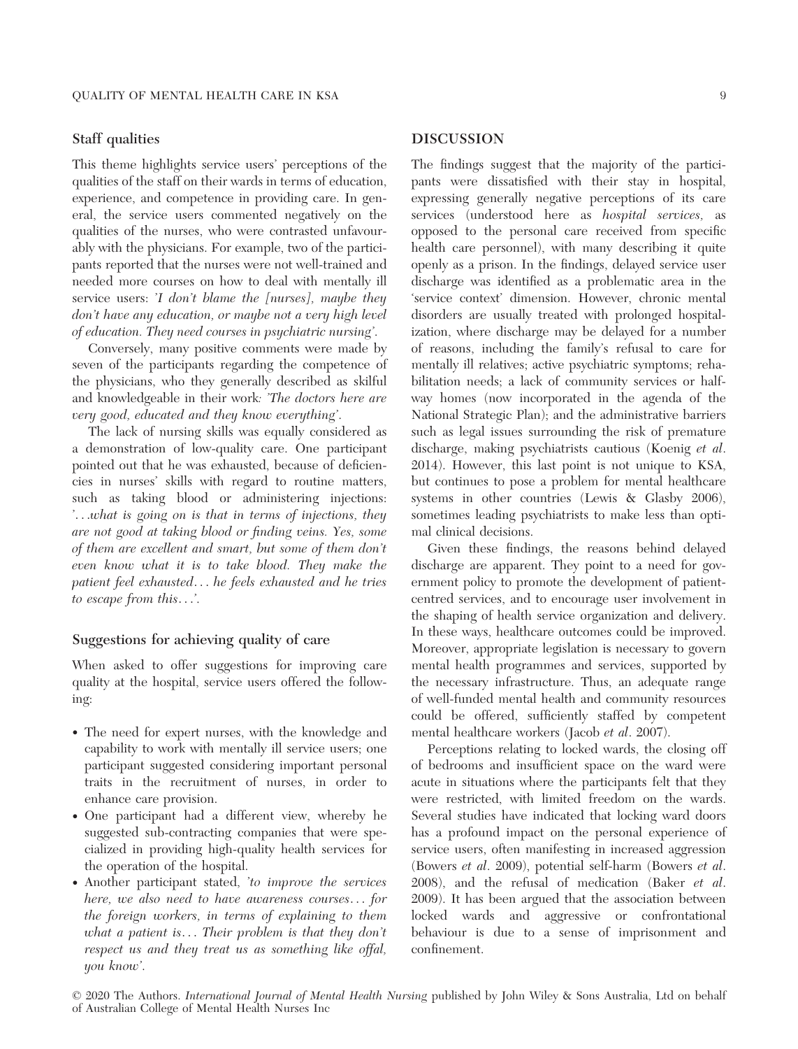### Staff qualities

This theme highlights service users' perceptions of the qualities of the staff on their wards in terms of education, experience, and competence in providing care. In general, the service users commented negatively on the qualities of the nurses, who were contrasted unfavourably with the physicians. For example, two of the participants reported that the nurses were not well-trained and needed more courses on how to deal with mentally ill service users: *'I don't blame the [nurses], maybe they don't have any education, or maybe not a very high level of education. They need courses in psychiatric nursing'.*

Conversely, many positive comments were made by seven of the participants regarding the competence of the physicians, who they generally described as skilful and knowledgeable in their work: *'The doctors here are very good, educated and they know everything'.*

The lack of nursing skills was equally considered as a demonstration of low-quality care. One participant pointed out that he was exhausted, because of deficiencies in nurses' skills with regard to routine matters, such as taking blood or administering injections: *'…what is going on is that in terms of injections, they are not good at taking blood or finding veins. Yes, some of them are excellent and smart, but some of them don't even know what it is to take blood. They make the patient feel exhausted… he feels exhausted and he tries to escape from this…'.*

### Suggestions for achieving quality of care

When asked to offer suggestions for improving care quality at the hospital, service users offered the following:

- The need for expert nurses, with the knowledge and capability to work with mentally ill service users; one participant suggested considering important personal traits in the recruitment of nurses, in order to enhance care provision.
- One participant had a different view, whereby he suggested sub-contracting companies that were specialized in providing high-quality health services for the operation of the hospital.
- Another participant stated, *'to improve the services here, we also need to have awareness courses… for the foreign workers, in terms of explaining to them what a patient is… Their problem is that they don't respect us and they treat us as something like offal, you know'.*

## DISCUSSION

The findings suggest that the majority of the participants were dissatisfied with their stay in hospital, expressing generally negative perceptions of its care services (understood here as *hospital services*, as opposed to the personal care received from specific health care personnel), with many describing it quite openly as a prison. In the findings, delayed service user discharge was identified as a problematic area in the 'service context' dimension. However, chronic mental disorders are usually treated with prolonged hospitalization, where discharge may be delayed for a number of reasons, including the family's refusal to care for mentally ill relatives; active psychiatric symptoms; rehabilitation needs; a lack of community services or halfway homes (now incorporated in the agenda of the National Strategic Plan); and the administrative barriers such as legal issues surrounding the risk of premature discharge, making psychiatrists cautious (Koenig *et al*. 2014). However, this last point is not unique to KSA, but continues to pose a problem for mental healthcare systems in other countries (Lewis & Glasby 2006), sometimes leading psychiatrists to make less than optimal clinical decisions.

Given these findings, the reasons behind delayed discharge are apparent. They point to a need for government policy to promote the development of patient-centred services, and to encourage user involvement in the shaping of health service organization and delivery. In these ways, healthcare outcomes could be improved. Moreover, appropriate legislation is necessary to govern mental health programmes and services, supported by the necessary infrastructure. Thus, an adequate range of well-funded mental health and community resources could be offered, sufficiently staffed by competent mental healthcare workers (Jacob *et al*. 2007).

Perceptions relating to locked wards, the closing off of bedrooms and insufficient space on the ward were acute in situations where the participants felt that they were restricted, with limited freedom on the wards. Several studies have indicated that locking ward doors has a profound impact on the personal experience of service users, often manifesting in increased aggression (Bowers *et al*. 2009), potential self-harm (Bowers *et al*. 2008), and the refusal of medication (Baker *et al*. 2009). It has been argued that the association between locked wards and aggressive or confrontational behaviour is due to a sense of imprisonment and confinement.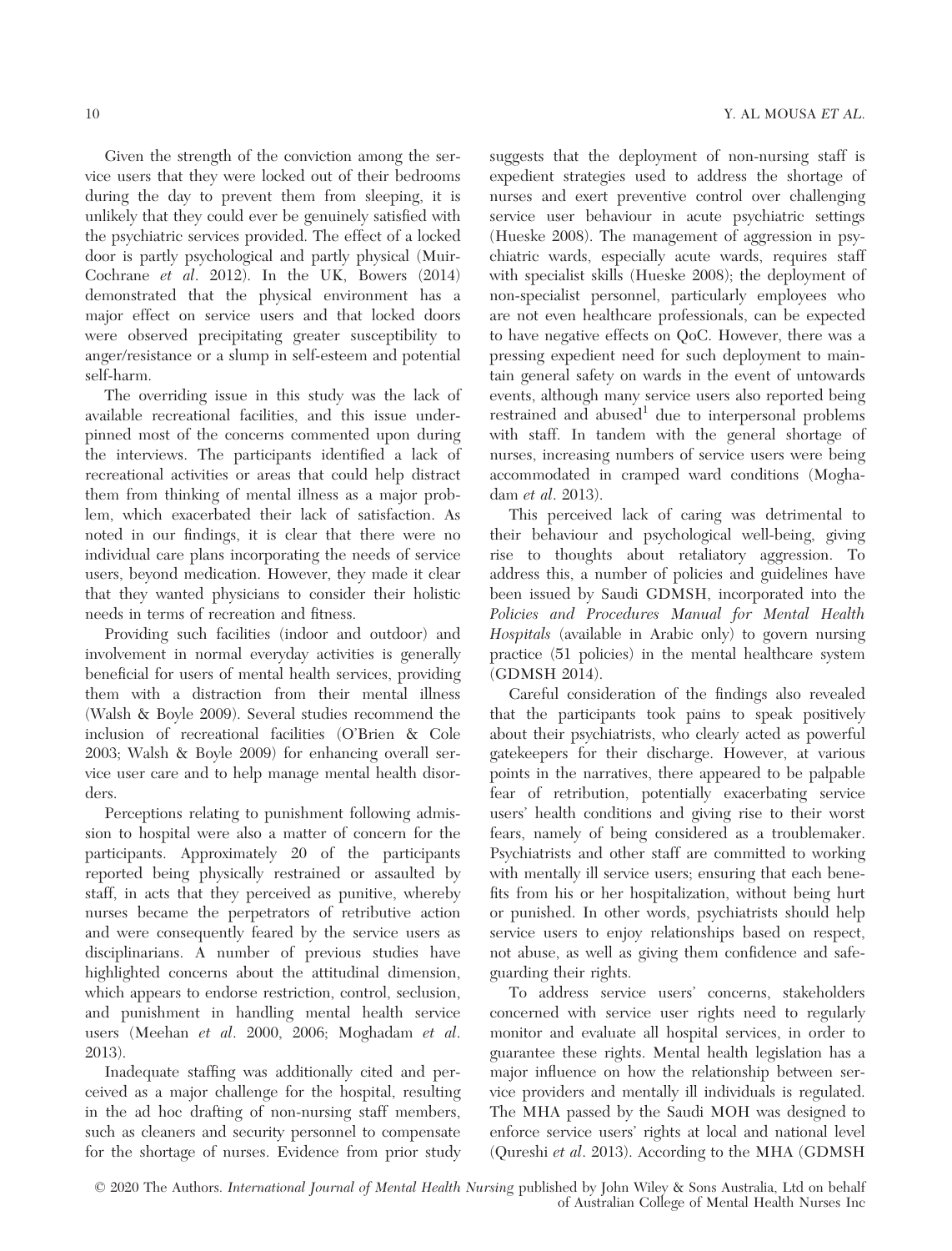Given the strength of the conviction among the service users that they were locked out of their bedrooms during the day to prevent them from sleeping, it is unlikely that they could ever be genuinely satisfied with the psychiatric services provided. The effect of a locked door is partly psychological and partly physical (Muir-Cochrane *et al*. 2012). In the UK, Bowers (2014) demonstrated that the physical environment has a major effect on service users and that locked doors were observed precipitating greater susceptibility to anger/resistance or a slump in self-esteem and potential self-harm.

The overriding issue in this study was the lack of available recreational facilities, and this issue underpinned most of the concerns commented upon during the interviews. The participants identified a lack of recreational activities or areas that could help distract them from thinking of mental illness as a major problem, which exacerbated their lack of satisfaction. As noted in our findings, it is clear that there were no individual care plans incorporating the needs of service users, beyond medication. However, they made it clear that they wanted physicians to consider their holistic needs in terms of recreation and fitness.

Providing such facilities (indoor and outdoor) and involvement in normal everyday activities is generally beneficial for users of mental health services, providing them with a distraction from their mental illness (Walsh & Boyle 2009). Several studies recommend the inclusion of recreational facilities (O'Brien & Cole 2003; Walsh & Boyle 2009) for enhancing overall service user care and to help manage mental health disorders.

Perceptions relating to punishment following admission to hospital were also a matter of concern for the participants. Approximately 20 of the participants reported being physically restrained or assaulted by staff, in acts that they perceived as punitive, whereby nurses became the perpetrators of retributive action and were consequently feared by the service users as disciplinarians. A number of previous studies have highlighted concerns about the attitudinal dimension, which appears to endorse restriction, control, seclusion, and punishment in handling mental health service users (Meehan *et al*. 2000, 2006; Moghadam *et al*. 2013).

Inadequate staffing was additionally cited and perceived as a major challenge for the hospital, resulting in the ad hoc drafting of non-nursing staff members, such as cleaners and security personnel to compensate for the shortage of nurses. Evidence from prior study suggests that the deployment of non-nursing staff is expedient strategies used to address the shortage of nurses and exert preventive control over challenging service user behaviour in acute psychiatric settings (Hueske 2008). The management of aggression in psychiatric wards, especially acute wards, requires staff with specialist skills (Hueske 2008); the deployment of non-specialist personnel, particularly employees who are not even healthcare professionals, can be expected to have negative effects on QoC. However, there was a pressing expedient need for such deployment to maintain general safety on wards in the event of untowards events, although many service users also reported being restrained and abused[1] due to interpersonal problems with staff. In tandem with the general shortage of nurses, increasing numbers of service users were being accommodated in cramped ward conditions (Moghadam *et al*. 2013).

This perceived lack of caring was detrimental to their behaviour and psychological well-being, giving rise to thoughts about retaliatory aggression. To address this, a number of policies and guidelines have been issued by Saudi GDMSH, incorporated into the *Policies and Procedures Manual for Mental Health Hospitals* (available in Arabic only) to govern nursing practice (51 policies) in the mental healthcare system (GDMSH 2014).

Careful consideration of the findings also revealed that the participants took pains to speak positively about their psychiatrists, who clearly acted as powerful gatekeepers for their discharge. However, at various points in the narratives, there appeared to be palpable fear of retribution, potentially exacerbating service users' health conditions and giving rise to their worst fears, namely of being considered as a troublemaker. Psychiatrists and other staff are committed to working with mentally ill service users; ensuring that each benefits from his or her hospitalization, without being hurt or punished. In other words, psychiatrists should help service users to enjoy relationships based on respect, not abuse, as well as giving them confidence and safeguarding their rights.

To address service users' concerns, stakeholders concerned with service user rights need to regularly monitor and evaluate all hospital services, in order to guarantee these rights. Mental health legislation has a major influence on how the relationship between service providers and mentally ill individuals is regulated. The MHA passed by the Saudi MOH was designed to enforce service users' rights at local and national level (Qureshi *et al*. 2013). According to the MHA (GDMSH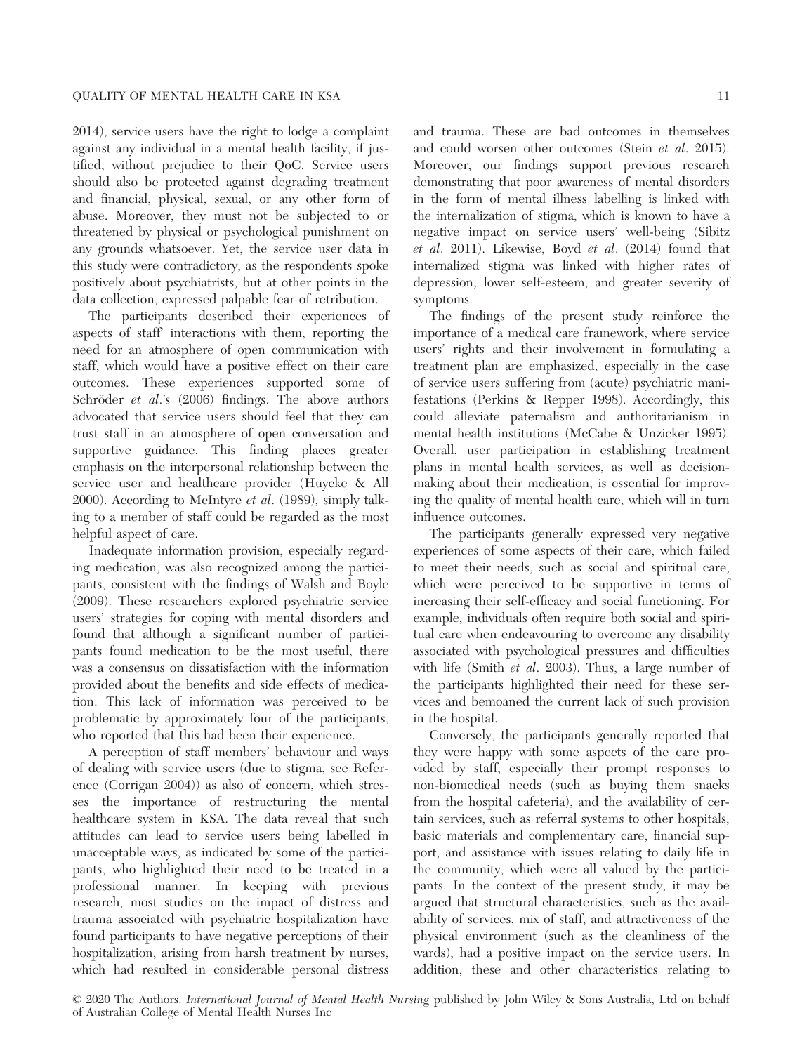2014), service users have the right to lodge a complaint against any individual in a mental health facility, if justified, without prejudice to their QoC. Service users should also be protected against degrading treatment and financial, physical, sexual, or any other form of abuse. Moreover, they must not be subjected to or threatened by physical or psychological punishment on any grounds whatsoever. Yet, the service user data in this study were contradictory, as the respondents spoke positively about psychiatrists, but at other points in the data collection, expressed palpable fear of retribution.

The participants described their experiences of aspects of staff' interactions with them, reporting the need for an atmosphere of open communication with staff, which would have a positive effect on their care outcomes. These experiences supported some of Schröder *et al.*'s (2006) findings. The above authors advocated that service users should feel that they can trust staff in an atmosphere of open conversation and supportive guidance. This finding places greater emphasis on the interpersonal relationship between the service user and healthcare provider (Huycke & All 2000). According to McIntyre *et al.* (1989), simply talking to a member of staff could be regarded as the most helpful aspect of care.

Inadequate information provision, especially regarding medication, was also recognized among the participants, consistent with the findings of Walsh and Boyle (2009). These researchers explored psychiatric service users' strategies for coping with mental disorders and found that although a significant number of participants found medication to be the most useful, there was a consensus on dissatisfaction with the information provided about the benefits and side effects of medication. This lack of information was perceived to be problematic by approximately four of the participants, who reported that this had been their experience.

A perception of staff members' behaviour and ways of dealing with service users (due to stigma, see Reference (Corrigan 2004)) as also of concern, which stresses the importance of restructuring the mental healthcare system in KSA. The data reveal that such attitudes can lead to service users being labelled in unacceptable ways, as indicated by some of the participants, who highlighted their need to be treated in a professional manner. In keeping with previous research, most studies on the impact of distress and trauma associated with psychiatric hospitalization have found participants to have negative perceptions of their hospitalization, arising from harsh treatment by nurses, which had resulted in considerable personal distress and trauma. These are bad outcomes in themselves and could worsen other outcomes (Stein *et al.* 2015). Moreover, our findings support previous research demonstrating that poor awareness of mental disorders in the form of mental illness labelling is linked with the internalization of stigma, which is known to have a negative impact on service users' well-being (Sibitz *et al.* 2011). Likewise, Boyd *et al.* (2014) found that internalized stigma was linked with higher rates of depression, lower self-esteem, and greater severity of symptoms.

The findings of the present study reinforce the importance of a medical care framework, where service users' rights and their involvement in formulating a treatment plan are emphasized, especially in the case of service users suffering from (acute) psychiatric manifestations (Perkins & Repper 1998). Accordingly, this could alleviate paternalism and authoritarianism in mental health institutions (McCabe & Unzicker 1995). Overall, user participation in establishing treatment plans in mental health services, as well as decision-making about their medication, is essential for improving the quality of mental health care, which will in turn influence outcomes.

The participants generally expressed very negative experiences of some aspects of their care, which failed to meet their needs, such as social and spiritual care, which were perceived to be supportive in terms of increasing their self-efficacy and social functioning. For example, individuals often require both social and spiritual care when endeavouring to overcome any disability associated with psychological pressures and difficulties with life (Smith *et al.* 2003). Thus, a large number of the participants highlighted their need for these services and bemoaned the current lack of such provision in the hospital.

Conversely, the participants generally reported that they were happy with some aspects of the care provided by staff, especially their prompt responses to non-biomedical needs (such as buying them snacks from the hospital cafeteria), and the availability of certain services, such as referral systems to other hospitals, basic materials and complementary care, financial support, and assistance with issues relating to daily life in the community, which were all valued by the participants. In the context of the present study, it may be argued that structural characteristics, such as the availability of services, mix of staff, and attractiveness of the physical environment (such as the cleanliness of the wards), had a positive impact on the service users. In addition, these and other characteristics relating to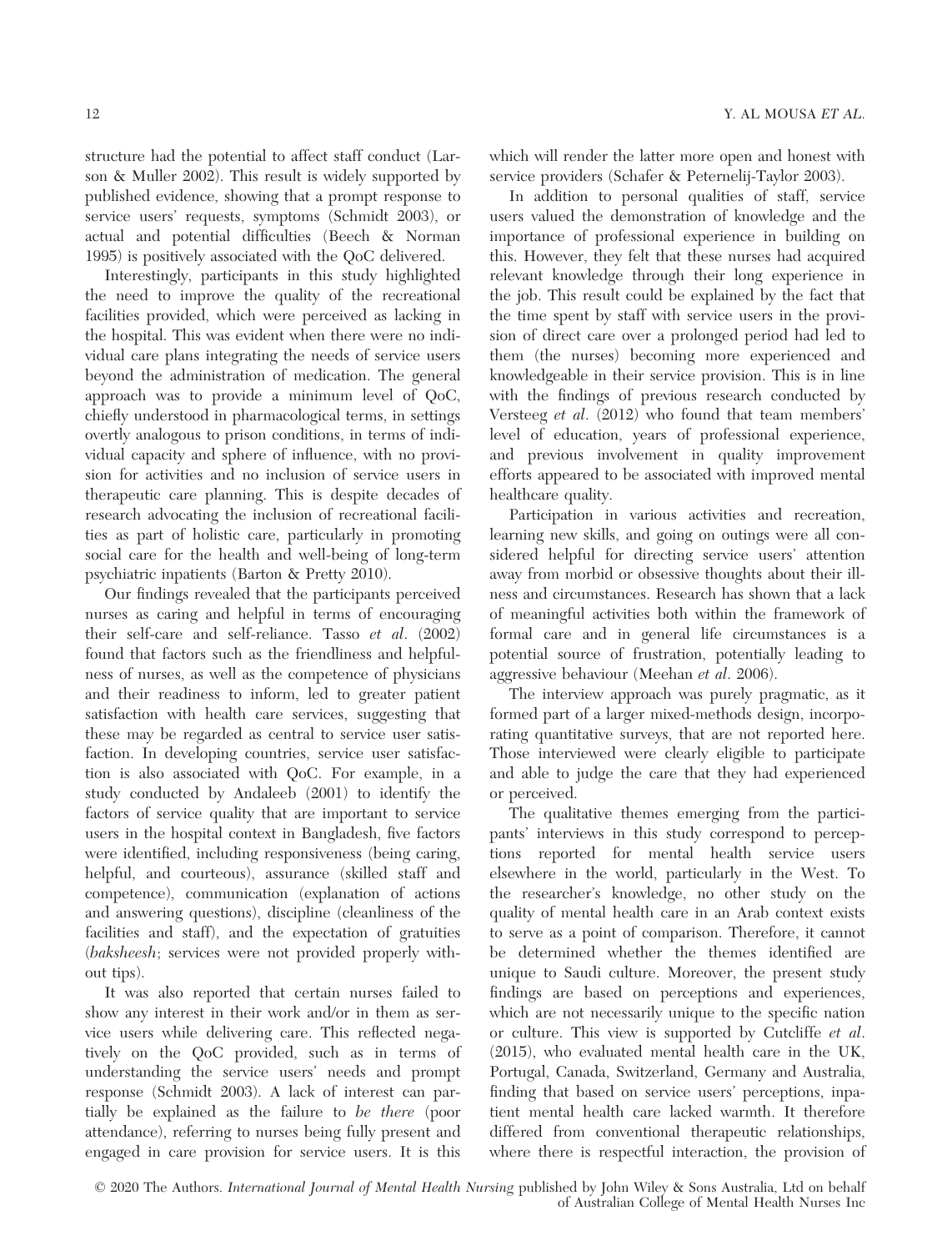structure had the potential to affect staff conduct (Larson & Muller 2002). This result is widely supported by published evidence, showing that a prompt response to service users' requests, symptoms (Schmidt 2003), or actual and potential difficulties (Beech & Norman 1995) is positively associated with the QoC delivered.

Interestingly, participants in this study highlighted the need to improve the quality of the recreational facilities provided, which were perceived as lacking in the hospital. This was evident when there were no individual care plans integrating the needs of service users beyond the administration of medication. The general approach was to provide a minimum level of QoC, chiefly understood in pharmacological terms, in settings overtly analogous to prison conditions, in terms of individual capacity and sphere of influence, with no provision for activities and no inclusion of service users in therapeutic care planning. This is despite decades of research advocating the inclusion of recreational facilities as part of holistic care, particularly in promoting social care for the health and well-being of long-term psychiatric inpatients (Barton & Pretty 2010).

Our findings revealed that the participants perceived nurses as caring and helpful in terms of encouraging their self-care and self-reliance. Tasso *et al*. (2002) found that factors such as the friendliness and helpfulness of nurses, as well as the competence of physicians and their readiness to inform, led to greater patient satisfaction with health care services, suggesting that these may be regarded as central to service user satisfaction. In developing countries, service user satisfaction is also associated with QoC. For example, in a study conducted by Andaleeb (2001) to identify the factors of service quality that are important to service users in the hospital context in Bangladesh, five factors were identified, including responsiveness (being caring, helpful, and courteous), assurance (skilled staff and competence), communication (explanation of actions and answering questions), discipline (cleanliness of the facilities and staff), and the expectation of gratuities (*baksheesh*; services were not provided properly without tips).

It was also reported that certain nurses failed to show any interest in their work and/or in them as service users while delivering care. This reflected negatively on the QoC provided, such as in terms of understanding the service users' needs and prompt response (Schmidt 2003). A lack of interest can partially be explained as the failure to *be there* (poor attendance), referring to nurses being fully present and engaged in care provision for service users. It is this which will render the latter more open and honest with service providers (Schafer & Peternelij-Taylor 2003).

In addition to personal qualities of staff, service users valued the demonstration of knowledge and the importance of professional experience in building on this. However, they felt that these nurses had acquired relevant knowledge through their long experience in the job. This result could be explained by the fact that the time spent by staff with service users in the provision of direct care over a prolonged period had led to them (the nurses) becoming more experienced and knowledgeable in their service provision. This is in line with the findings of previous research conducted by Versteeg *et al*. (2012) who found that team members' level of education, years of professional experience, and previous involvement in quality improvement efforts appeared to be associated with improved mental healthcare quality.

Participation in various activities and recreation, learning new skills, and going on outings were all considered helpful for directing service users' attention away from morbid or obsessive thoughts about their illness and circumstances. Research has shown that a lack of meaningful activities both within the framework of formal care and in general life circumstances is a potential source of frustration, potentially leading to aggressive behaviour (Meehan *et al*. 2006).

The interview approach was purely pragmatic, as it formed part of a larger mixed-methods design, incorporating quantitative surveys, that are not reported here. Those interviewed were clearly eligible to participate and able to judge the care that they had experienced or perceived.

The qualitative themes emerging from the participants' interviews in this study correspond to perceptions reported for mental health service users elsewhere in the world, particularly in the West. To the researcher's knowledge, no other study on the quality of mental health care in an Arab context exists to serve as a point of comparison. Therefore, it cannot be determined whether the themes identified are unique to Saudi culture. Moreover, the present study findings are based on perceptions and experiences, which are not necessarily unique to the specific nation or culture. This view is supported by Cutcliffe *et al*. (2015), who evaluated mental health care in the UK, Portugal, Canada, Switzerland, Germany and Australia, finding that based on service users' perceptions, inpatient mental health care lacked warmth. It therefore differed from conventional therapeutic relationships, where there is respectful interaction, the provision of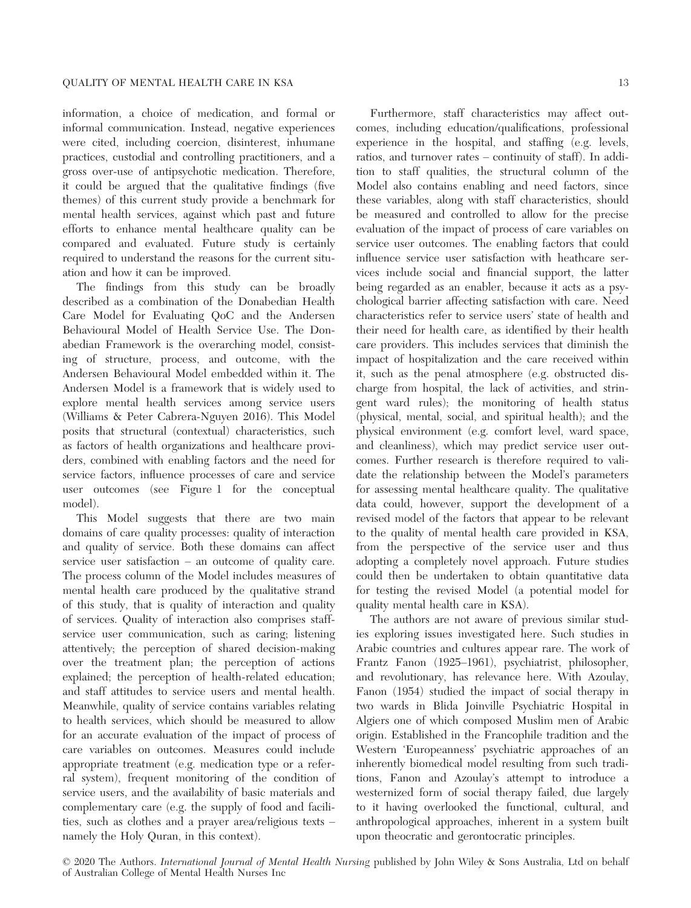information, a choice of medication, and formal or informal communication. Instead, negative experiences were cited, including coercion, disinterest, inhumane practices, custodial and controlling practitioners, and a gross over-use of antipsychotic medication. Therefore, it could be argued that the qualitative findings (five themes) of this current study provide a benchmark for mental health services, against which past and future efforts to enhance mental healthcare quality can be compared and evaluated. Future study is certainly required to understand the reasons for the current situation and how it can be improved.

The findings from this study can be broadly described as a combination of the Donabedian Health Care Model for Evaluating QoC and the Andersen Behavioural Model of Health Service Use. The Donabedian Framework is the overarching model, consisting of structure, process, and outcome, with the Andersen Behavioural Model embedded within it. The Andersen Model is a framework that is widely used to explore mental health services among service users (Williams & Peter Cabrera-Nguyen 2016). This Model posits that structural (contextual) characteristics, such as factors of health organizations and healthcare providers, combined with enabling factors and the need for service factors, influence processes of care and service user outcomes (see Figure 1 for the conceptual model).

This Model suggests that there are two main domains of care quality processes: quality of interaction and quality of service. Both these domains can affect service user satisfaction – an outcome of quality care. The process column of the Model includes measures of mental health care produced by the qualitative strand of this study, that is quality of interaction and quality of services. Quality of interaction also comprises staff-service user communication, such as caring; listening attentively; the perception of shared decision-making over the treatment plan; the perception of actions explained; the perception of health-related education; and staff attitudes to service users and mental health. Meanwhile, quality of service contains variables relating to health services, which should be measured to allow for an accurate evaluation of the impact of process of care variables on outcomes. Measures could include appropriate treatment (e.g. medication type or a referral system), frequent monitoring of the condition of service users, and the availability of basic materials and complementary care (e.g. the supply of food and facilities, such as clothes and a prayer area/religious texts – namely the Holy Quran, in this context).

Furthermore, staff characteristics may affect outcomes, including education/qualifications, professional experience in the hospital, and staffing (e.g. levels, ratios, and turnover rates – continuity of staff). In addition to staff qualities, the structural column of the Model also contains enabling and need factors, since these variables, along with staff characteristics, should be measured and controlled to allow for the precise evaluation of the impact of process of care variables on service user outcomes. The enabling factors that could influence service user satisfaction with heathcare services include social and financial support, the latter being regarded as an enabler, because it acts as a psychological barrier affecting satisfaction with care. Need characteristics refer to service users' state of health and their need for health care, as identified by their health care providers. This includes services that diminish the impact of hospitalization and the care received within it, such as the penal atmosphere (e.g. obstructed discharge from hospital, the lack of activities, and stringent ward rules); the monitoring of health status (physical, mental, social, and spiritual health); and the physical environment (e.g. comfort level, ward space, and cleanliness), which may predict service user outcomes. Further research is therefore required to validate the relationship between the Model's parameters for assessing mental healthcare quality. The qualitative data could, however, support the development of a revised model of the factors that appear to be relevant to the quality of mental health care provided in KSA, from the perspective of the service user and thus adopting a completely novel approach. Future studies could then be undertaken to obtain quantitative data for testing the revised Model (a potential model for quality mental health care in KSA).

The authors are not aware of previous similar studies exploring issues investigated here. Such studies in Arabic countries and cultures appear rare. The work of Frantz Fanon (1925–1961), psychiatrist, philosopher, and revolutionary, has relevance here. With Azoulay, Fanon (1954) studied the impact of social therapy in two wards in Blida Joinville Psychiatric Hospital in Algiers one of which composed Muslim men of Arabic origin. Established in the Francophile tradition and the Western 'Europeanness' psychiatric approaches of an inherently biomedical model resulting from such traditions, Fanon and Azoulay's attempt to introduce a westernized form of social therapy failed, due largely to it having overlooked the functional, cultural, and anthropological approaches, inherent in a system built upon theocratic and gerontocratic principles.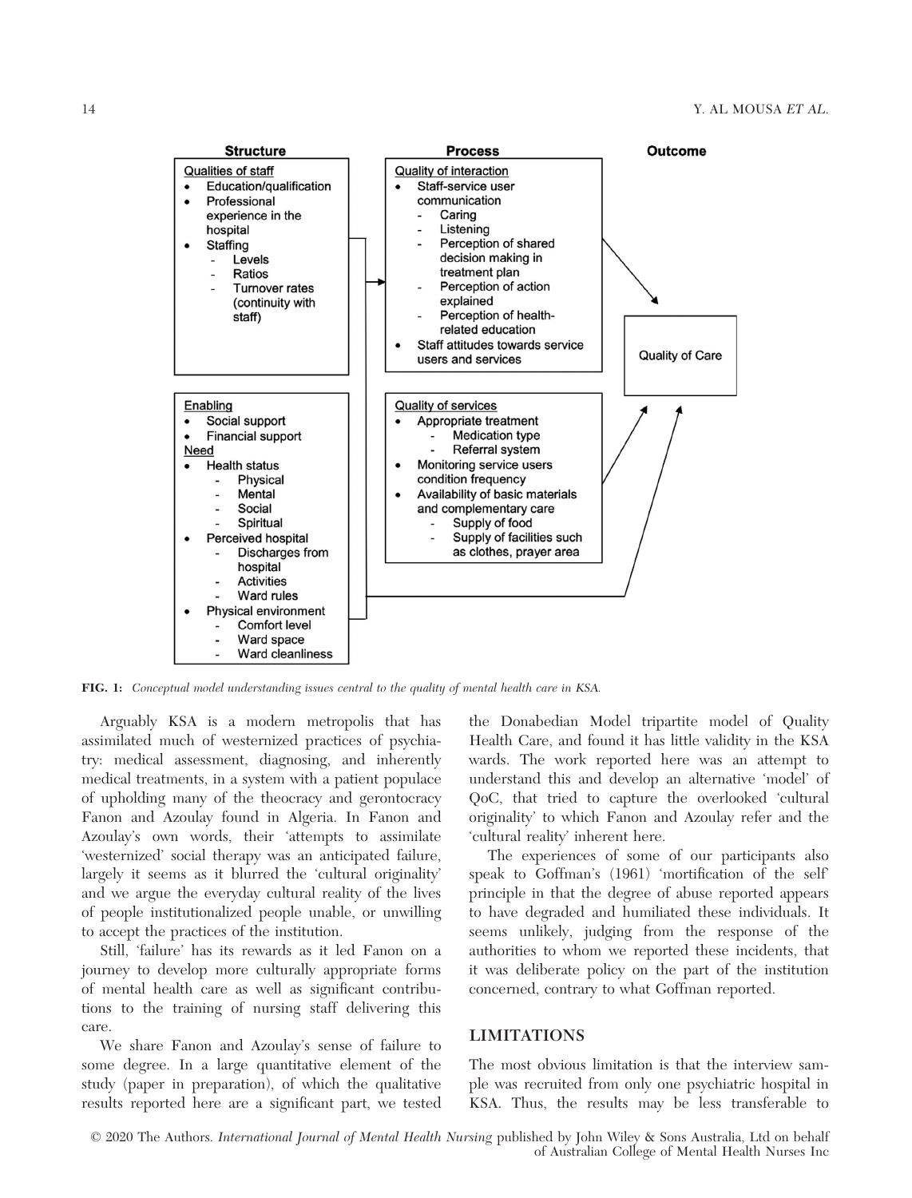Structure

Qualities of staff
- Education/qualification
- Professional experience in the hospital
- Staffing
  - Levels
  - Ratios
  - Turnover rates (continuity with staff)

Enabling
- Social support
- Financial support

Need
- Health status
  - Physical
  - Mental
  - Social
  - Spiritual
- Perceived hospital
  - Discharges from hospital
  - Activities
  - Ward rules
- Physical environment
  - Comfort level
  - Ward space
  - Ward cleanliness

Process

Quality of interaction
- Staff-service user communication
  - Caring
  - Listening
  - Perception of shared decision making in treatment plan
  - Perception of action explained
  - Perception of health-related education
- Staff attitudes towards service users and services

Quality of services
- Appropriate treatment
  - Medication type
  - Referral system
- Monitoring service users condition frequency
- Availability of basic materials and complementary care
  - Supply of food
  - Supply of facilities such as clothes, prayer area

Outcome

Quality of Care

**FIG. 1:** *Conceptual model understanding issues central to the quality of mental health care in KSA.*

Arguably KSA is a modern metropolis that has assimilated much of westernized practices of psychiatry: medical assessment, diagnosing, and inherently medical treatments, in a system with a patient populace of upholding many of the theocracy and gerontocracy Fanon and Azoulay found in Algeria. In Fanon and Azoulay's own words, their 'attempts to assimilate 'westernized' social therapy was an anticipated failure, largely it seems as it blurred the 'cultural originality' and we argue the everyday cultural reality of the lives of people institutionalized people unable, or unwilling to accept the practices of the institution.

Still, 'failure' has its rewards as it led Fanon on a journey to develop more culturally appropriate forms of mental health care as well as significant contributions to the training of nursing staff delivering this care.

We share Fanon and Azoulay's sense of failure to some degree. In a large quantitative element of the study (paper in preparation), of which the qualitative results reported here are a significant part, we tested the Donabedian Model tripartite model of Quality Health Care, and found it has little validity in the KSA wards. The work reported here was an attempt to understand this and develop an alternative 'model' of QoC, that tried to capture the overlooked 'cultural originality' to which Fanon and Azoulay refer and the 'cultural reality' inherent here.

The experiences of some of our participants also speak to Goffman's (1961) 'mortification of the self' principle in that the degree of abuse reported appears to have degraded and humiliated these individuals. It seems unlikely, judging from the response of the authorities to whom we reported these incidents, that it was deliberate policy on the part of the institution concerned, contrary to what Goffman reported.

## LIMITATIONS

The most obvious limitation is that the interview sample was recruited from only one psychiatric hospital in KSA. Thus, the results may be less transferable to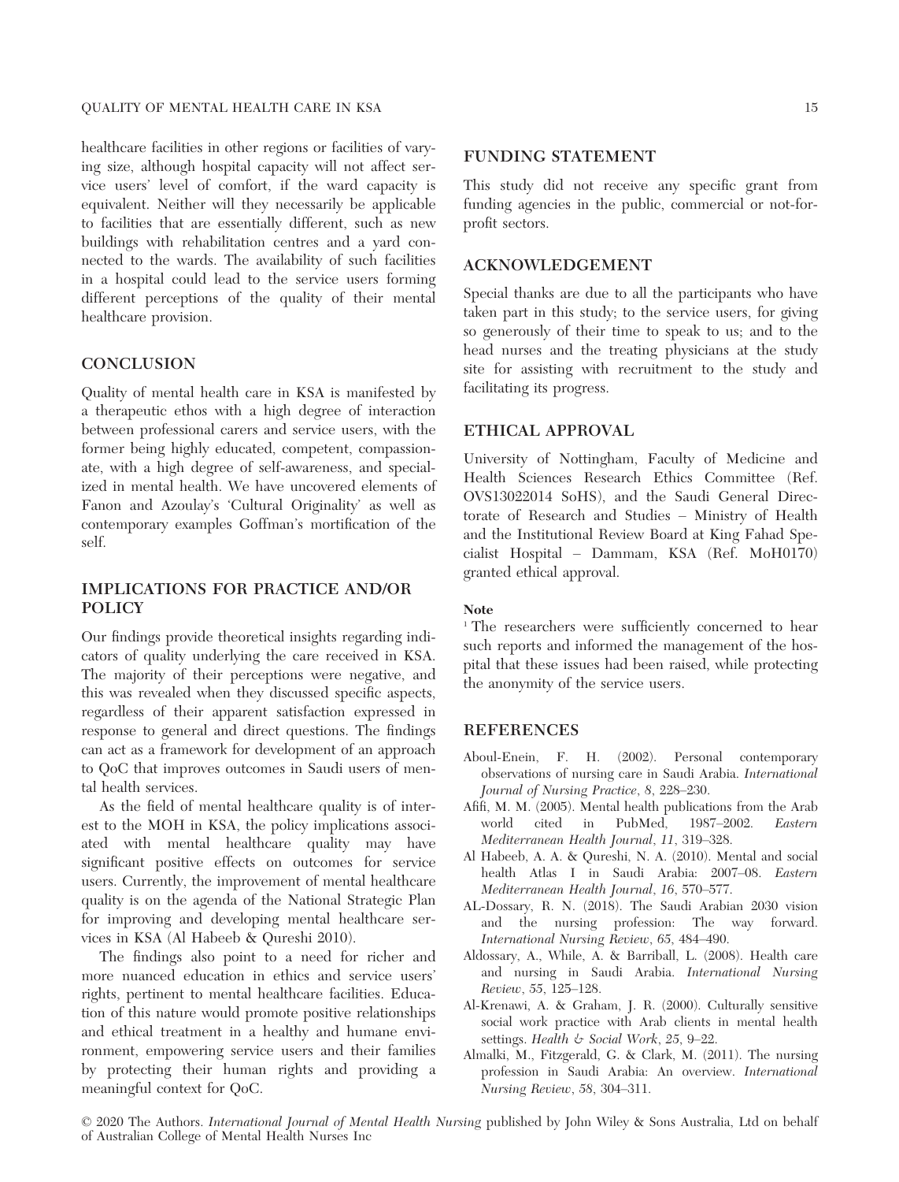healthcare facilities in other regions or facilities of varying size, although hospital capacity will not affect service users' level of comfort, if the ward capacity is equivalent. Neither will they necessarily be applicable to facilities that are essentially different, such as new buildings with rehabilitation centres and a yard connected to the wards. The availability of such facilities in a hospital could lead to the service users forming different perceptions of the quality of their mental healthcare provision.

## CONCLUSION

Quality of mental health care in KSA is manifested by a therapeutic ethos with a high degree of interaction between professional carers and service users, with the former being highly educated, competent, compassionate, with a high degree of self-awareness, and specialized in mental health. We have uncovered elements of Fanon and Azoulay's 'Cultural Originality' as well as contemporary examples Goffman's mortification of the self.

## IMPLICATIONS FOR PRACTICE AND/OR POLICY

Our findings provide theoretical insights regarding indicators of quality underlying the care received in KSA. The majority of their perceptions were negative, and this was revealed when they discussed specific aspects, regardless of their apparent satisfaction expressed in response to general and direct questions. The findings can act as a framework for development of an approach to QoC that improves outcomes in Saudi users of mental health services.

As the field of mental healthcare quality is of interest to the MOH in KSA, the policy implications associated with mental healthcare quality may have significant positive effects on outcomes for service users. Currently, the improvement of mental healthcare quality is on the agenda of the National Strategic Plan for improving and developing mental healthcare services in KSA (Al Habeeb & Qureshi 2010).

The findings also point to a need for richer and more nuanced education in ethics and service users' rights, pertinent to mental healthcare facilities. Education of this nature would promote positive relationships and ethical treatment in a healthy and humane environment, empowering service users and their families by protecting their human rights and providing a meaningful context for QoC.

## FUNDING STATEMENT

This study did not receive any specific grant from funding agencies in the public, commercial or not-for-profit sectors.

## ACKNOWLEDGEMENT

Special thanks are due to all the participants who have taken part in this study; to the service users, for giving so generously of their time to speak to us; and to the head nurses and the treating physicians at the study site for assisting with recruitment to the study and facilitating its progress.

## ETHICAL APPROVAL

University of Nottingham, Faculty of Medicine and Health Sciences Research Ethics Committee (Ref. OVS13022014 SoHS), and the Saudi General Directorate of Research and Studies – Ministry of Health and the Institutional Review Board at King Fahad Specialist Hospital – Dammam, KSA (Ref. MoH0170) granted ethical approval.

**Note**

[1] The researchers were sufficiently concerned to hear such reports and informed the management of the hospital that these issues had been raised, while protecting the anonymity of the service users.

## REFERENCES

Aboul-Enein, F. H. (2002). Personal contemporary observations of nursing care in Saudi Arabia. *International Journal of Nursing Practice*, *8*, 228–230.

Afifi, M. M. (2005). Mental health publications from the Arab world cited in PubMed, 1987–2002. *Eastern Mediterranean Health Journal*, *11*, 319–328.

Al Habeeb, A. A. & Qureshi, N. A. (2010). Mental and social health Atlas I in Saudi Arabia: 2007–08. *Eastern Mediterranean Health Journal*, *16*, 570–577.

AL-Dossary, R. N. (2018). The Saudi Arabian 2030 vision and the nursing profession: The way forward. *International Nursing Review*, *65*, 484–490.

Aldossary, A., While, A. & Barriball, L. (2008). Health care and nursing in Saudi Arabia. *International Nursing Review*, *55*, 125–128.

Al-Krenawi, A. & Graham, J. R. (2000). Culturally sensitive social work practice with Arab clients in mental health settings. *Health & Social Work*, *25*, 9–22.

Almalki, M., Fitzgerald, G. & Clark, M. (2011). The nursing profession in Saudi Arabia: An overview. *International Nursing Review*, *58*, 304–311.

© 2020 The Authors. *International Journal of Mental Health Nursing* published by John Wiley & Sons Australia, Ltd on behalf of Australian College of Mental Health Nurses Inc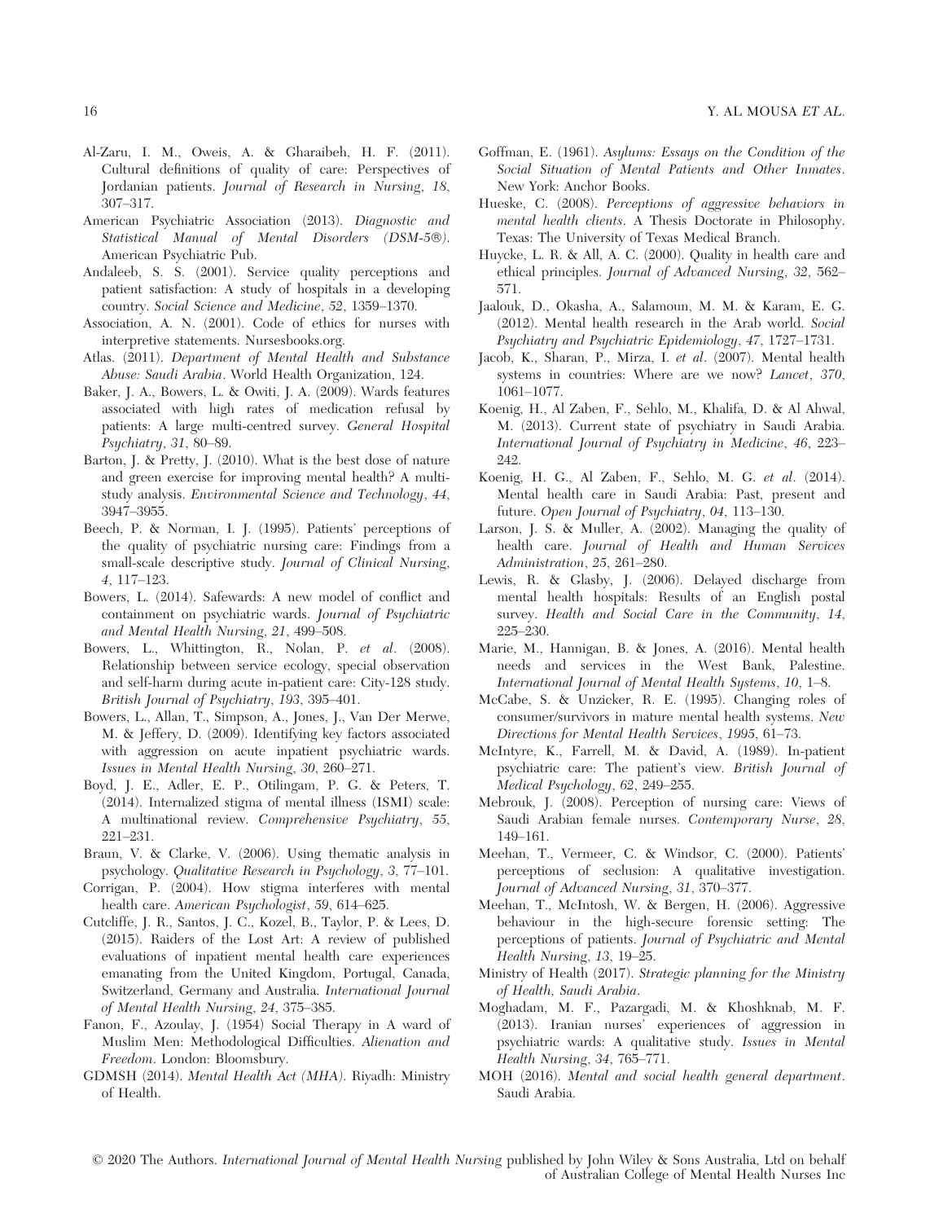Al-Zaru, I. M., Oweis, A. & Gharaibeh, H. F. (2011). Cultural definitions of quality of care: Perspectives of Jordanian patients. *Journal of Research in Nursing*, *18*, 307–317.

American Psychiatric Association (2013). *Diagnostic and Statistical Manual of Mental Disorders (DSM-5®)*. American Psychiatric Pub.

Andaleeb, S. S. (2001). Service quality perceptions and patient satisfaction: A study of hospitals in a developing country. *Social Science and Medicine*, *52*, 1359–1370.

Association, A. N. (2001). Code of ethics for nurses with interpretive statements. Nursesbooks.org.

Atlas. (2011). *Department of Mental Health and Substance Abuse: Saudi Arabia*. World Health Organization, 124.

Baker, J. A., Bowers, L. & Owiti, J. A. (2009). Wards features associated with high rates of medication refusal by patients: A large multi-centred survey. *General Hospital Psychiatry*, *31*, 80–89.

Barton, J. & Pretty, J. (2010). What is the best dose of nature and green exercise for improving mental health? A multi-study analysis. *Environmental Science and Technology*, *44*, 3947–3955.

Beech, P. & Norman, I. J. (1995). Patients' perceptions of the quality of psychiatric nursing care: Findings from a small-scale descriptive study. *Journal of Clinical Nursing*, *4*, 117–123.

Bowers, L. (2014). Safewards: A new model of conflict and containment on psychiatric wards. *Journal of Psychiatric and Mental Health Nursing*, *21*, 499–508.

Bowers, L., Whittington, R., Nolan, P. *et al*. (2008). Relationship between service ecology, special observation and self-harm during acute in-patient care: City-128 study. *British Journal of Psychiatry*, *193*, 395–401.

Bowers, L., Allan, T., Simpson, A., Jones, J., Van Der Merwe, M. & Jeffery, D. (2009). Identifying key factors associated with aggression on acute inpatient psychiatric wards. *Issues in Mental Health Nursing*, *30*, 260–271.

Boyd, J. E., Adler, E. P., Otilingam, P. G. & Peters, T. (2014). Internalized stigma of mental illness (ISMI) scale: A multinational review. *Comprehensive Psychiatry*, *55*, 221–231.

Braun, V. & Clarke, V. (2006). Using thematic analysis in psychology. *Qualitative Research in Psychology*, *3*, 77–101.

Corrigan, P. (2004). How stigma interferes with mental health care. *American Psychologist*, *59*, 614–625.

Cutcliffe, J. R., Santos, J. C., Kozel, B., Taylor, P. & Lees, D. (2015). Raiders of the Lost Art: A review of published evaluations of inpatient mental health care experiences emanating from the United Kingdom, Portugal, Canada, Switzerland, Germany and Australia. *International Journal of Mental Health Nursing*, *24*, 375–385.

Fanon, F., Azoulay, J. (1954) Social Therapy in A ward of Muslim Men: Methodological Difficulties. *Alienation and Freedom*. London: Bloomsbury.

GDMSH (2014). *Mental Health Act (MHA)*. Riyadh: Ministry of Health.

Goffman, E. (1961). *Asylums: Essays on the Condition of the Social Situation of Mental Patients and Other Inmates*. New York: Anchor Books.

Hueske, C. (2008). *Perceptions of aggressive behaviors in mental health clients*. A Thesis Doctorate in Philosophy. Texas: The University of Texas Medical Branch.

Huycke, L. R. & All, A. C. (2000). Quality in health care and ethical principles. *Journal of Advanced Nursing*, *32*, 562–571.

Jaalouk, D., Okasha, A., Salamoun, M. M. & Karam, E. G. (2012). Mental health research in the Arab world. *Social Psychiatry and Psychiatric Epidemiology*, *47*, 1727–1731.

Jacob, K., Sharan, P., Mirza, I. *et al*. (2007). Mental health systems in countries: Where are we now? *Lancet*, *370*, 1061–1077.

Koenig, H., Al Zaben, F., Sehlo, M., Khalifa, D. & Al Ahwal, M. (2013). Current state of psychiatry in Saudi Arabia. *International Journal of Psychiatry in Medicine*, *46*, 223–242.

Koenig, H. G., Al Zaben, F., Sehlo, M. G. *et al*. (2014). Mental health care in Saudi Arabia: Past, present and future. *Open Journal of Psychiatry*, *04*, 113–130.

Larson, J. S. & Muller, A. (2002). Managing the quality of health care. *Journal of Health and Human Services Administration*, *25*, 261–280.

Lewis, R. & Glasby, J. (2006). Delayed discharge from mental health hospitals: Results of an English postal survey. *Health and Social Care in the Community*, *14*, 225–230.

Marie, M., Hannigan, B. & Jones, A. (2016). Mental health needs and services in the West Bank, Palestine. *International Journal of Mental Health Systems*, *10*, 1–8.

McCabe, S. & Unzicker, R. E. (1995). Changing roles of consumer/survivors in mature mental health systems. *New Directions for Mental Health Services*, *1995*, 61–73.

McIntyre, K., Farrell, M. & David, A. (1989). In-patient psychiatric care: The patient's view. *British Journal of Medical Psychology*, *62*, 249–255.

Mebrouk, J. (2008). Perception of nursing care: Views of Saudi Arabian female nurses. *Contemporary Nurse*, *28*, 149–161.

Meehan, T., Vermeer, C. & Windsor, C. (2000). Patients' perceptions of seclusion: A qualitative investigation. *Journal of Advanced Nursing*, *31*, 370–377.

Meehan, T., McIntosh, W. & Bergen, H. (2006). Aggressive behaviour in the high-secure forensic setting: The perceptions of patients. *Journal of Psychiatric and Mental Health Nursing*, *13*, 19–25.

Ministry of Health (2017). *Strategic planning for the Ministry of Health, Saudi Arabia*.

Moghadam, M. F., Pazargadi, M. & Khoshknab, M. F. (2013). Iranian nurses' experiences of aggression in psychiatric wards: A qualitative study. *Issues in Mental Health Nursing*, *34*, 765–771.

MOH (2016). *Mental and social health general department*. Saudi Arabia.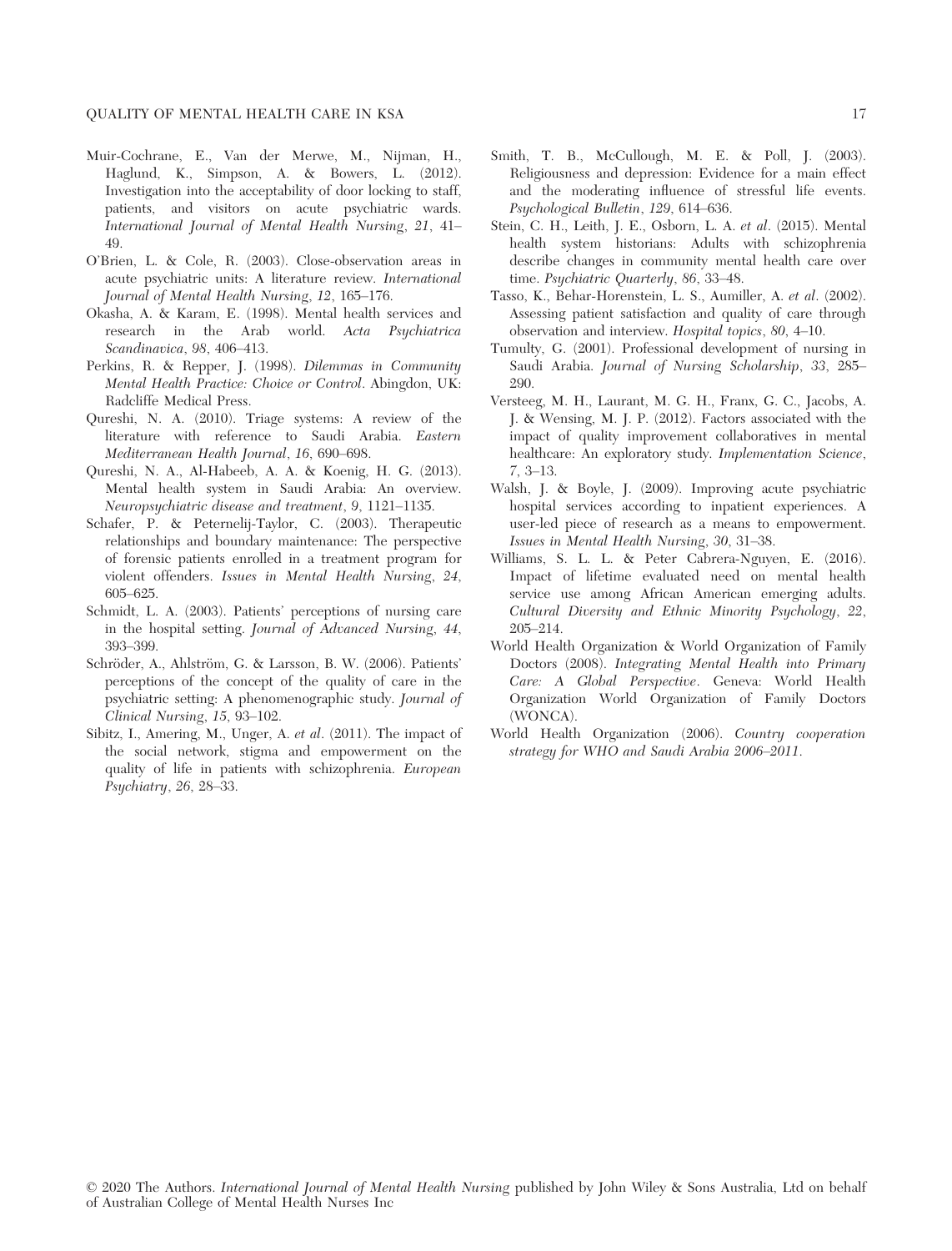Muir-Cochrane, E., Van der Merwe, M., Nijman, H., Haglund, K., Simpson, A. & Bowers, L. (2012). Investigation into the acceptability of door locking to staff, patients, and visitors on acute psychiatric wards. *International Journal of Mental Health Nursing*, *21*, 41–49.

O'Brien, L. & Cole, R. (2003). Close-observation areas in acute psychiatric units: A literature review. *International Journal of Mental Health Nursing*, *12*, 165–176.

Okasha, A. & Karam, E. (1998). Mental health services and research in the Arab world. *Acta Psychiatrica Scandinavica*, *98*, 406–413.

Perkins, R. & Repper, J. (1998). *Dilemmas in Community Mental Health Practice: Choice or Control*. Abingdon, UK: Radcliffe Medical Press.

Qureshi, N. A. (2010). Triage systems: A review of the literature with reference to Saudi Arabia. *Eastern Mediterranean Health Journal*, *16*, 690–698.

Qureshi, N. A., Al-Habeeb, A. A. & Koenig, H. G. (2013). Mental health system in Saudi Arabia: An overview. *Neuropsychiatric disease and treatment*, *9*, 1121–1135.

Schafer, P. & Peternelj-Taylor, C. (2003). Therapeutic relationships and boundary maintenance: The perspective of forensic patients enrolled in a treatment program for violent offenders. *Issues in Mental Health Nursing*, *24*, 605–625.

Schmidt, L. A. (2003). Patients' perceptions of nursing care in the hospital setting. *Journal of Advanced Nursing*, *44*, 393–399.

Schröder, A., Ahlström, G. & Larsson, B. W. (2006). Patients' perceptions of the concept of the quality of care in the psychiatric setting: A phenomenographic study. *Journal of Clinical Nursing*, *15*, 93–102.

Sibitz, I., Amering, M., Unger, A. *et al*. (2011). The impact of the social network, stigma and empowerment on the quality of life in patients with schizophrenia. *European Psychiatry*, *26*, 28–33.

Smith, T. B., McCullough, M. E. & Poll, J. (2003). Religiousness and depression: Evidence for a main effect and the moderating influence of stressful life events. *Psychological Bulletin*, *129*, 614–636.

Stein, C. H., Leith, J. E., Osborn, L. A. *et al*. (2015). Mental health system historians: Adults with schizophrenia describe changes in community mental health care over time. *Psychiatric Quarterly*, *86*, 33–48.

Tasso, K., Behar-Horenstein, L. S., Aumiller, A. *et al*. (2002). Assessing patient satisfaction and quality of care through observation and interview. *Hospital topics*, *80*, 4–10.

Tumulty, G. (2001). Professional development of nursing in Saudi Arabia. *Journal of Nursing Scholarship*, *33*, 285–290.

Versteeg, M. H., Laurant, M. G. H., Franx, G. C., Jacobs, A. J. & Wensing, M. J. P. (2012). Factors associated with the impact of quality improvement collaboratives in mental healthcare: An exploratory study. *Implementation Science*, *7*, 3–13.

Walsh, J. & Boyle, J. (2009). Improving acute psychiatric hospital services according to inpatient experiences. A user-led piece of research as a means to empowerment. *Issues in Mental Health Nursing*, *30*, 31–38.

Williams, S. L. L. & Peter Cabrera-Nguyen, E. (2016). Impact of lifetime evaluated need on mental health service use among African American emerging adults. *Cultural Diversity and Ethnic Minority Psychology*, *22*, 205–214.

World Health Organization & World Organization of Family Doctors (2008). *Integrating Mental Health into Primary Care: A Global Perspective*. Geneva: World Health Organization World Organization of Family Doctors (WONCA).

World Health Organization (2006). *Country cooperation strategy for WHO and Saudi Arabia 2006–2011*.